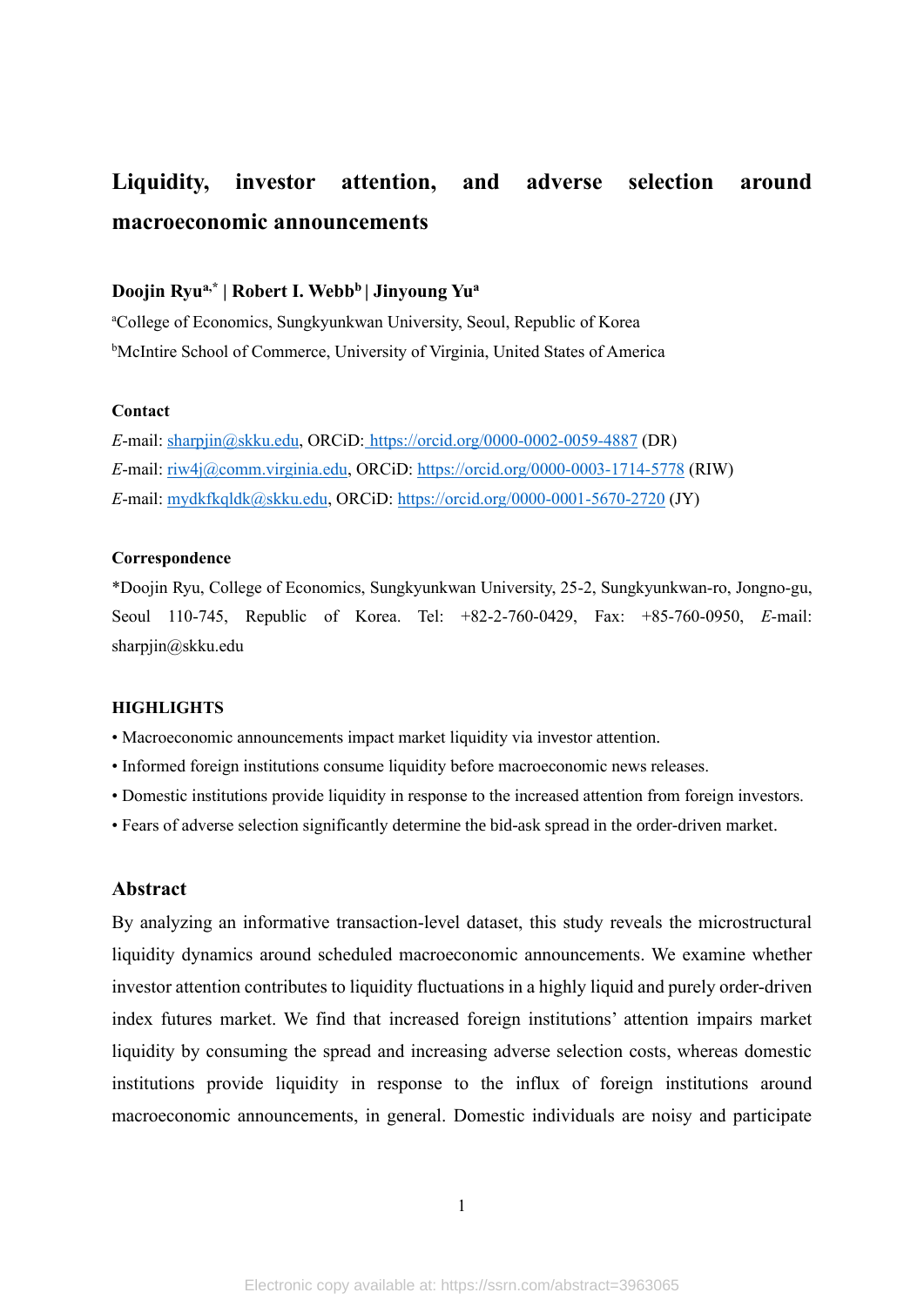# Liquidity, investor attention, and adverse selection around macroeconomic announcements

**Doojin Ryu[a,*] | Robert I. Webb[b] | Jinyoung Yu[a]**

[a]College of Economics, Sungkyunkwan University, Seoul, Republic of Korea

[b]McIntire School of Commerce, University of Virginia, United States of America

### Contact

*E*-mail: sharpjin@skku.edu, ORCiD: https://orcid.org/0000-0002-0059-4887 (DR)

*E*-mail: riw4j@comm.virginia.edu, ORCiD: https://orcid.org/0000-0003-1714-5778 (RIW)

*E*-mail: mydkfkqldk@skku.edu, ORCiD: https://orcid.org/0000-0001-5670-2720 (JY)

### Correspondence

*Doojin Ryu, College of Economics, Sungkyunkwan University, 25-2, Sungkyunkwan-ro, Jongno-gu, Seoul 110-745, Republic of Korea. Tel: +82-2-760-0429, Fax: +85-760-0950, *E*-mail: sharpjin@skku.edu

### HIGHLIGHTS

- Macroeconomic announcements impact market liquidity via investor attention.
- Informed foreign institutions consume liquidity before macroeconomic news releases.
- Domestic institutions provide liquidity in response to the increased attention from foreign investors.
- Fears of adverse selection significantly determine the bid-ask spread in the order-driven market.

## Abstract

By analyzing an informative transaction-level dataset, this study reveals the microstructural liquidity dynamics around scheduled macroeconomic announcements. We examine whether investor attention contributes to liquidity fluctuations in a highly liquid and purely order-driven index futures market. We find that increased foreign institutions' attention impairs market liquidity by consuming the spread and increasing adverse selection costs, whereas domestic institutions provide liquidity in response to the influx of foreign institutions around macroeconomic announcements, in general. Domestic individuals are noisy and participate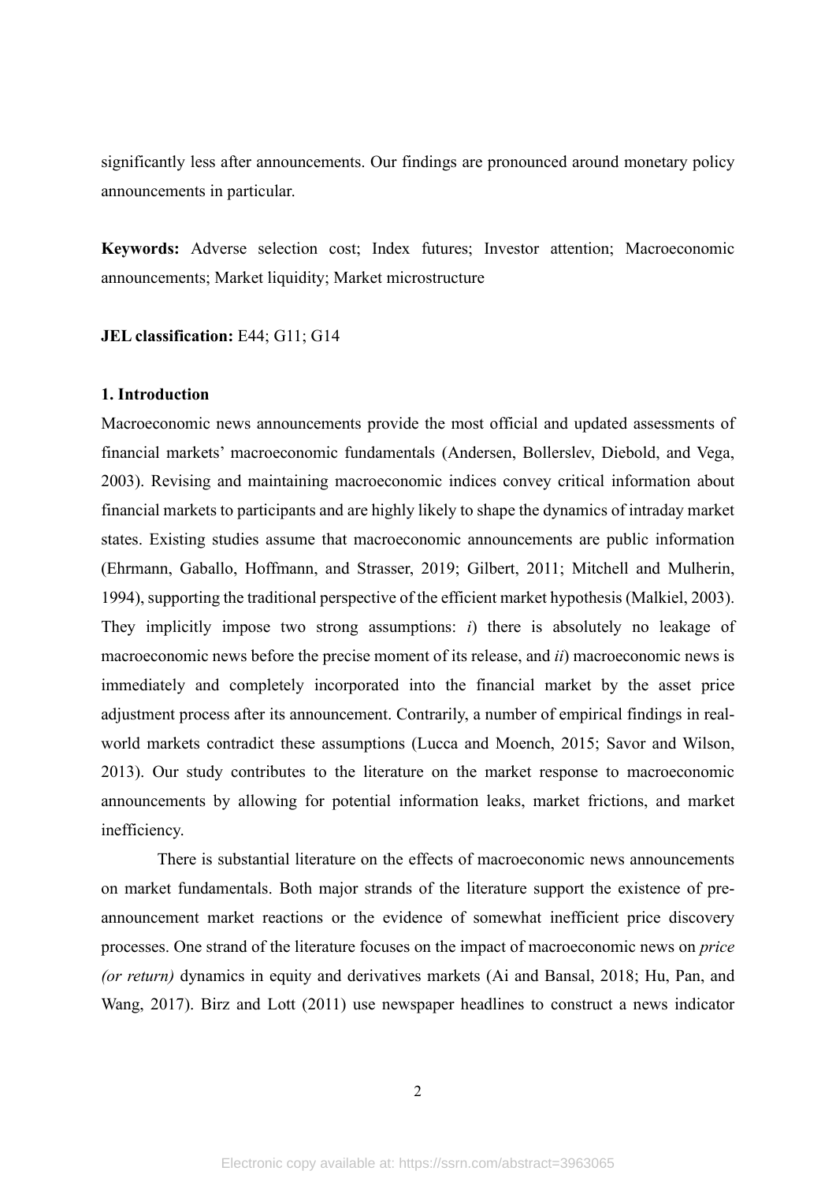significantly less after announcements. Our findings are pronounced around monetary policy announcements in particular.

**Keywords:** Adverse selection cost; Index futures; Investor attention; Macroeconomic announcements; Market liquidity; Market microstructure

**JEL classification:** E44; G11; G14

## 1. Introduction

Macroeconomic news announcements provide the most official and updated assessments of financial markets' macroeconomic fundamentals (Andersen, Bollerslev, Diebold, and Vega, 2003). Revising and maintaining macroeconomic indices convey critical information about financial markets to participants and are highly likely to shape the dynamics of intraday market states. Existing studies assume that macroeconomic announcements are public information (Ehrmann, Gaballo, Hoffmann, and Strasser, 2019; Gilbert, 2011; Mitchell and Mulherin, 1994), supporting the traditional perspective of the efficient market hypothesis (Malkiel, 2003). They implicitly impose two strong assumptions: *i*) there is absolutely no leakage of macroeconomic news before the precise moment of its release, and *ii*) macroeconomic news is immediately and completely incorporated into the financial market by the asset price adjustment process after its announcement. Contrarily, a number of empirical findings in real-world markets contradict these assumptions (Lucca and Moench, 2015; Savor and Wilson, 2013). Our study contributes to the literature on the market response to macroeconomic announcements by allowing for potential information leaks, market frictions, and market inefficiency.

There is substantial literature on the effects of macroeconomic news announcements on market fundamentals. Both major strands of the literature support the existence of pre-announcement market reactions or the evidence of somewhat inefficient price discovery processes. One strand of the literature focuses on the impact of macroeconomic news on *price (or return)* dynamics in equity and derivatives markets (Ai and Bansal, 2018; Hu, Pan, and Wang, 2017). Birz and Lott (2011) use newspaper headlines to construct a news indicator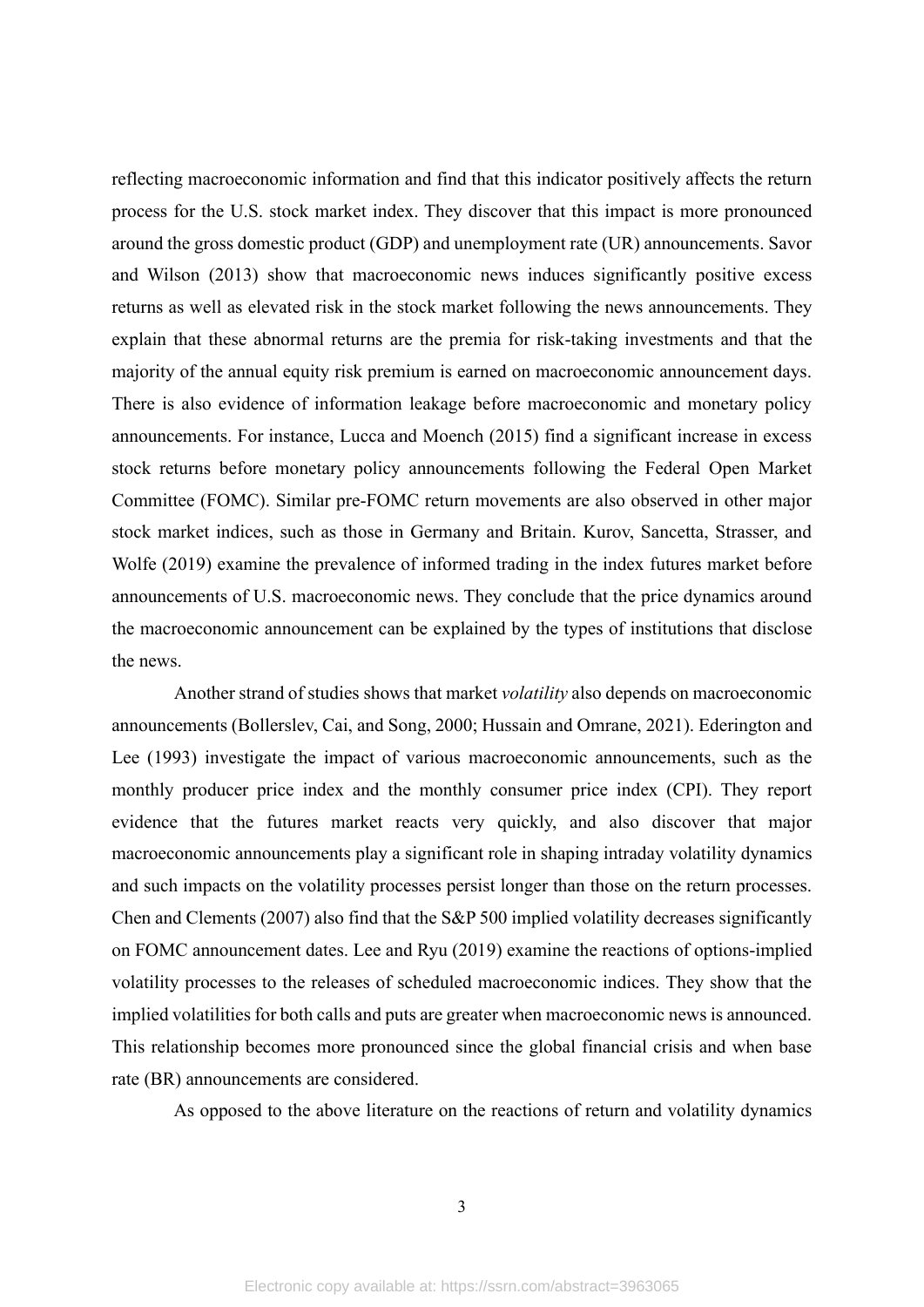reflecting macroeconomic information and find that this indicator positively affects the return process for the U.S. stock market index. They discover that this impact is more pronounced around the gross domestic product (GDP) and unemployment rate (UR) announcements. Savor and Wilson (2013) show that macroeconomic news induces significantly positive excess returns as well as elevated risk in the stock market following the news announcements. They explain that these abnormal returns are the premia for risk-taking investments and that the majority of the annual equity risk premium is earned on macroeconomic announcement days. There is also evidence of information leakage before macroeconomic and monetary policy announcements. For instance, Lucca and Moench (2015) find a significant increase in excess stock returns before monetary policy announcements following the Federal Open Market Committee (FOMC). Similar pre-FOMC return movements are also observed in other major stock market indices, such as those in Germany and Britain. Kurov, Sancetta, Strasser, and Wolfe (2019) examine the prevalence of informed trading in the index futures market before announcements of U.S. macroeconomic news. They conclude that the price dynamics around the macroeconomic announcement can be explained by the types of institutions that disclose the news.

Another strand of studies shows that market *volatility* also depends on macroeconomic announcements (Bollerslev, Cai, and Song, 2000; Hussain and Omrane, 2021). Ederington and Lee (1993) investigate the impact of various macroeconomic announcements, such as the monthly producer price index and the monthly consumer price index (CPI). They report evidence that the futures market reacts very quickly, and also discover that major macroeconomic announcements play a significant role in shaping intraday volatility dynamics and such impacts on the volatility processes persist longer than those on the return processes. Chen and Clements (2007) also find that the S&P 500 implied volatility decreases significantly on FOMC announcement dates. Lee and Ryu (2019) examine the reactions of options-implied volatility processes to the releases of scheduled macroeconomic indices. They show that the implied volatilities for both calls and puts are greater when macroeconomic news is announced. This relationship becomes more pronounced since the global financial crisis and when base rate (BR) announcements are considered.

As opposed to the above literature on the reactions of return and volatility dynamics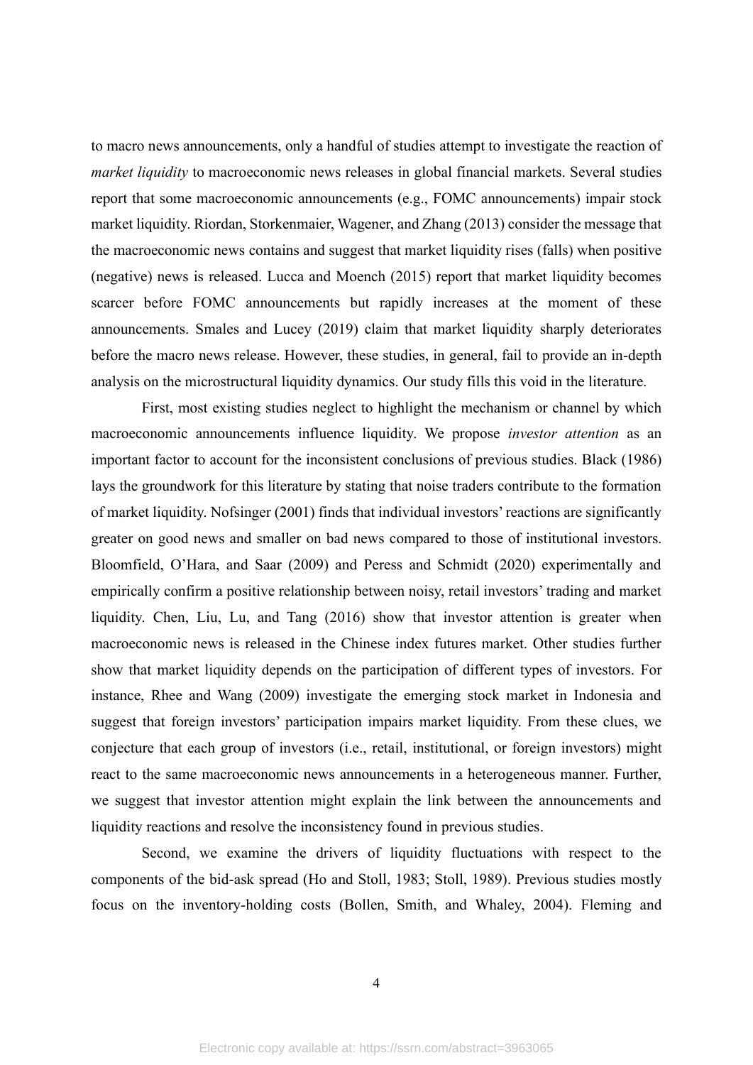to macro news announcements, only a handful of studies attempt to investigate the reaction of *market liquidity* to macroeconomic news releases in global financial markets. Several studies report that some macroeconomic announcements (e.g., FOMC announcements) impair stock market liquidity. Riordan, Storkenmaier, Wagener, and Zhang (2013) consider the message that the macroeconomic news contains and suggest that market liquidity rises (falls) when positive (negative) news is released. Lucca and Moench (2015) report that market liquidity becomes scarcer before FOMC announcements but rapidly increases at the moment of these announcements. Smales and Lucey (2019) claim that market liquidity sharply deteriorates before the macro news release. However, these studies, in general, fail to provide an in-depth analysis on the microstructural liquidity dynamics. Our study fills this void in the literature.

First, most existing studies neglect to highlight the mechanism or channel by which macroeconomic announcements influence liquidity. We propose *investor attention* as an important factor to account for the inconsistent conclusions of previous studies. Black (1986) lays the groundwork for this literature by stating that noise traders contribute to the formation of market liquidity. Nofsinger (2001) finds that individual investors' reactions are significantly greater on good news and smaller on bad news compared to those of institutional investors. Bloomfield, O'Hara, and Saar (2009) and Peress and Schmidt (2020) experimentally and empirically confirm a positive relationship between noisy, retail investors' trading and market liquidity. Chen, Liu, Lu, and Tang (2016) show that investor attention is greater when macroeconomic news is released in the Chinese index futures market. Other studies further show that market liquidity depends on the participation of different types of investors. For instance, Rhee and Wang (2009) investigate the emerging stock market in Indonesia and suggest that foreign investors' participation impairs market liquidity. From these clues, we conjecture that each group of investors (i.e., retail, institutional, or foreign investors) might react to the same macroeconomic news announcements in a heterogeneous manner. Further, we suggest that investor attention might explain the link between the announcements and liquidity reactions and resolve the inconsistency found in previous studies.

Second, we examine the drivers of liquidity fluctuations with respect to the components of the bid-ask spread (Ho and Stoll, 1983; Stoll, 1989). Previous studies mostly focus on the inventory-holding costs (Bollen, Smith, and Whaley, 2004). Fleming and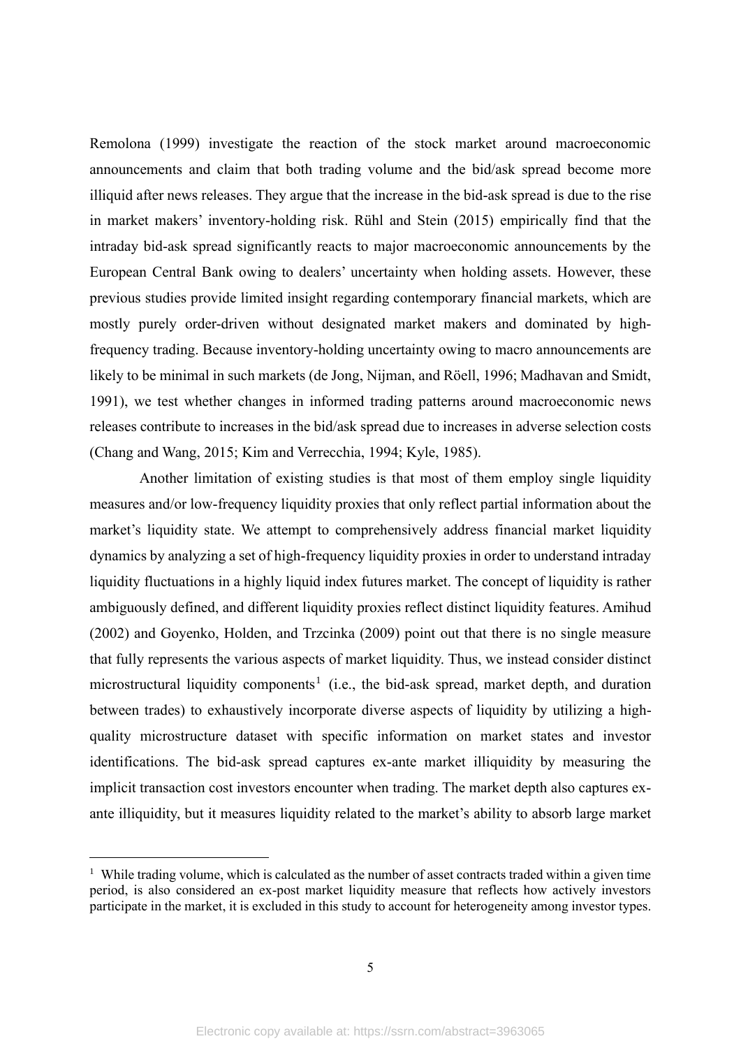Remolona (1999) investigate the reaction of the stock market around macroeconomic announcements and claim that both trading volume and the bid/ask spread become more illiquid after news releases. They argue that the increase in the bid-ask spread is due to the rise in market makers' inventory-holding risk. Rühl and Stein (2015) empirically find that the intraday bid-ask spread significantly reacts to major macroeconomic announcements by the European Central Bank owing to dealers' uncertainty when holding assets. However, these previous studies provide limited insight regarding contemporary financial markets, which are mostly purely order-driven without designated market makers and dominated by high-frequency trading. Because inventory-holding uncertainty owing to macro announcements are likely to be minimal in such markets (de Jong, Nijman, and Röell, 1996; Madhavan and Smidt, 1991), we test whether changes in informed trading patterns around macroeconomic news releases contribute to increases in the bid/ask spread due to increases in adverse selection costs (Chang and Wang, 2015; Kim and Verrecchia, 1994; Kyle, 1985).

Another limitation of existing studies is that most of them employ single liquidity measures and/or low-frequency liquidity proxies that only reflect partial information about the market's liquidity state. We attempt to comprehensively address financial market liquidity dynamics by analyzing a set of high-frequency liquidity proxies in order to understand intraday liquidity fluctuations in a highly liquid index futures market. The concept of liquidity is rather ambiguously defined, and different liquidity proxies reflect distinct liquidity features. Amihud (2002) and Goyenko, Holden, and Trzcinka (2009) point out that there is no single measure that fully represents the various aspects of market liquidity. Thus, we instead consider distinct microstructural liquidity components[1] (i.e., the bid-ask spread, market depth, and duration between trades) to exhaustively incorporate diverse aspects of liquidity by utilizing a high-quality microstructure dataset with specific information on market states and investor identifications. The bid-ask spread captures ex-ante market illiquidity by measuring the implicit transaction cost investors encounter when trading. The market depth also captures ex-ante illiquidity, but it measures liquidity related to the market's ability to absorb large market

[1] While trading volume, which is calculated as the number of asset contracts traded within a given time period, is also considered an ex-post market liquidity measure that reflects how actively investors participate in the market, it is excluded in this study to account for heterogeneity among investor types.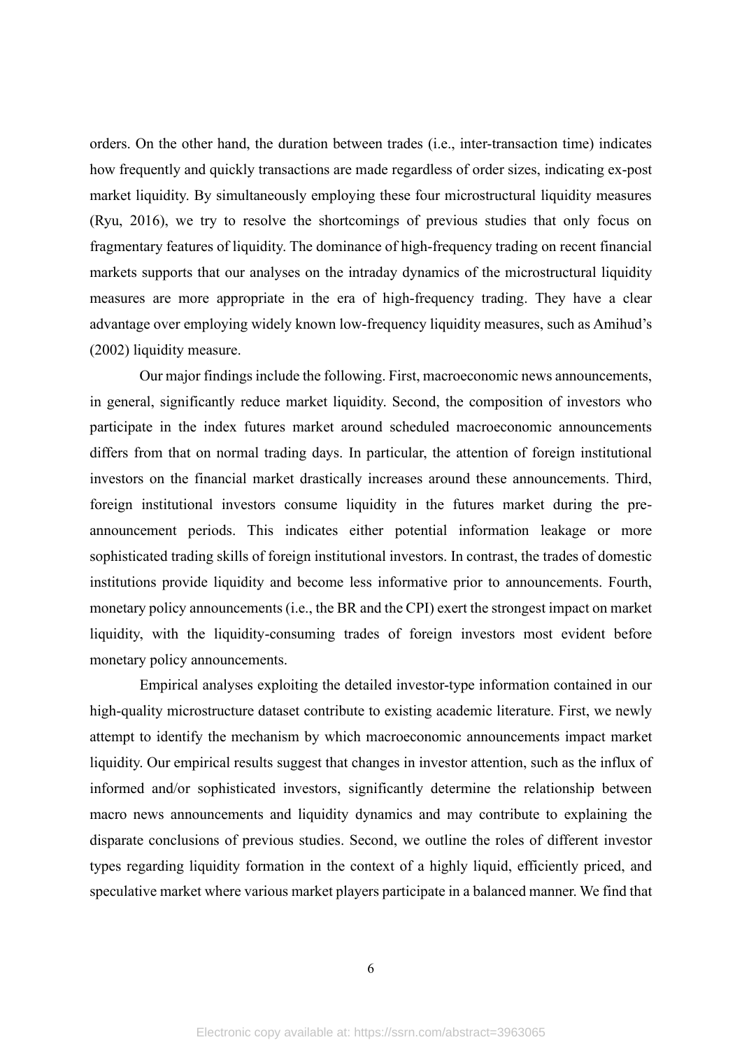orders. On the other hand, the duration between trades (i.e., inter-transaction time) indicates how frequently and quickly transactions are made regardless of order sizes, indicating ex-post market liquidity. By simultaneously employing these four microstructural liquidity measures (Ryu, 2016), we try to resolve the shortcomings of previous studies that only focus on fragmentary features of liquidity. The dominance of high-frequency trading on recent financial markets supports that our analyses on the intraday dynamics of the microstructural liquidity measures are more appropriate in the era of high-frequency trading. They have a clear advantage over employing widely known low-frequency liquidity measures, such as Amihud's (2002) liquidity measure.

Our major findings include the following. First, macroeconomic news announcements, in general, significantly reduce market liquidity. Second, the composition of investors who participate in the index futures market around scheduled macroeconomic announcements differs from that on normal trading days. In particular, the attention of foreign institutional investors on the financial market drastically increases around these announcements. Third, foreign institutional investors consume liquidity in the futures market during the pre-announcement periods. This indicates either potential information leakage or more sophisticated trading skills of foreign institutional investors. In contrast, the trades of domestic institutions provide liquidity and become less informative prior to announcements. Fourth, monetary policy announcements (i.e., the BR and the CPI) exert the strongest impact on market liquidity, with the liquidity-consuming trades of foreign investors most evident before monetary policy announcements.

Empirical analyses exploiting the detailed investor-type information contained in our high-quality microstructure dataset contribute to existing academic literature. First, we newly attempt to identify the mechanism by which macroeconomic announcements impact market liquidity. Our empirical results suggest that changes in investor attention, such as the influx of informed and/or sophisticated investors, significantly determine the relationship between macro news announcements and liquidity dynamics and may contribute to explaining the disparate conclusions of previous studies. Second, we outline the roles of different investor types regarding liquidity formation in the context of a highly liquid, efficiently priced, and speculative market where various market players participate in a balanced manner. We find that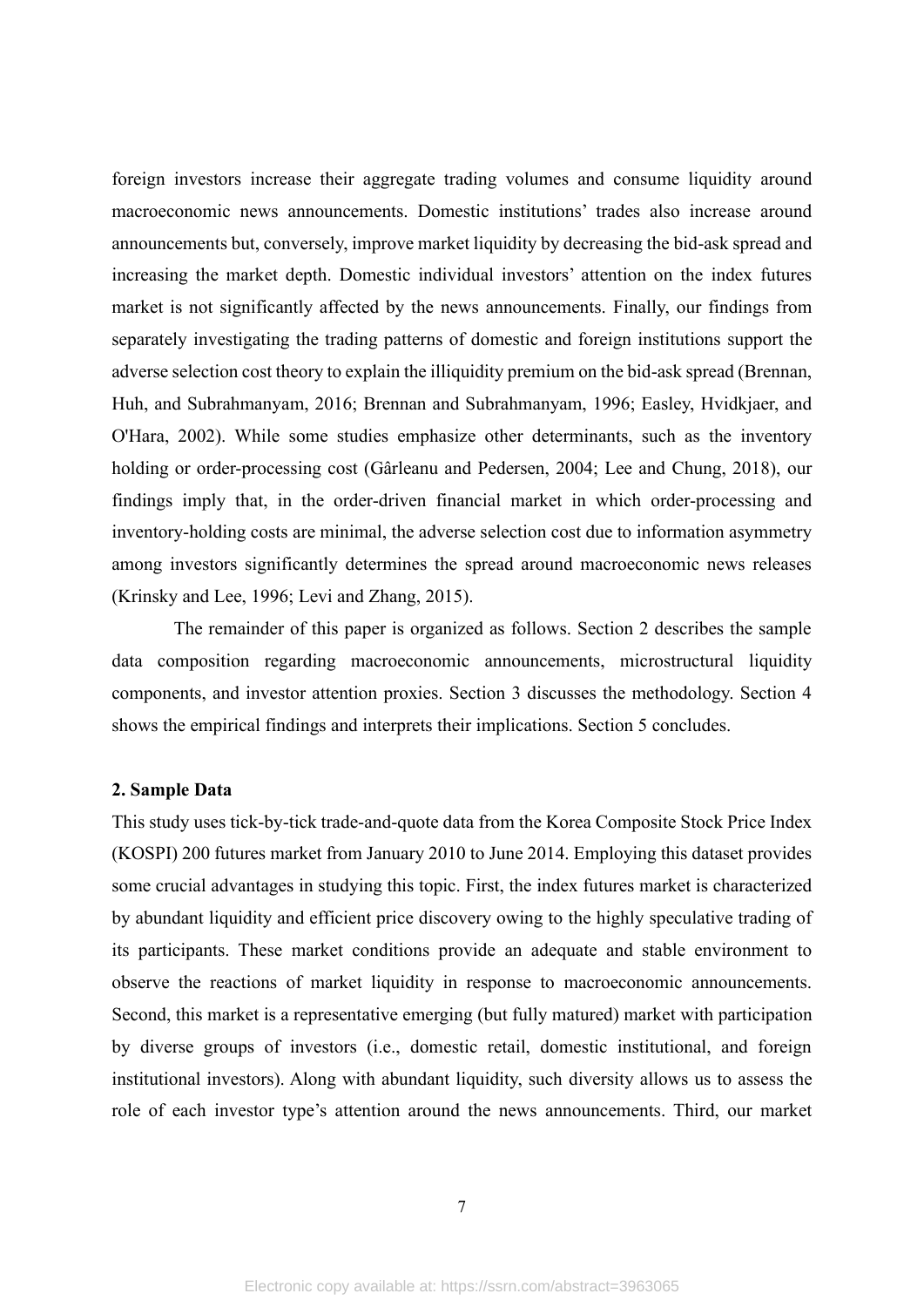foreign investors increase their aggregate trading volumes and consume liquidity around macroeconomic news announcements. Domestic institutions' trades also increase around announcements but, conversely, improve market liquidity by decreasing the bid-ask spread and increasing the market depth. Domestic individual investors' attention on the index futures market is not significantly affected by the news announcements. Finally, our findings from separately investigating the trading patterns of domestic and foreign institutions support the adverse selection cost theory to explain the illiquidity premium on the bid-ask spread (Brennan, Huh, and Subrahmanyam, 2016; Brennan and Subrahmanyam, 1996; Easley, Hvidkjaer, and O'Hara, 2002). While some studies emphasize other determinants, such as the inventory holding or order-processing cost (Gârleanu and Pedersen, 2004; Lee and Chung, 2018), our findings imply that, in the order-driven financial market in which order-processing and inventory-holding costs are minimal, the adverse selection cost due to information asymmetry among investors significantly determines the spread around macroeconomic news releases (Krinsky and Lee, 1996; Levi and Zhang, 2015).

The remainder of this paper is organized as follows. Section 2 describes the sample data composition regarding macroeconomic announcements, microstructural liquidity components, and investor attention proxies. Section 3 discusses the methodology. Section 4 shows the empirical findings and interprets their implications. Section 5 concludes.

## 2. Sample Data

This study uses tick-by-tick trade-and-quote data from the Korea Composite Stock Price Index (KOSPI) 200 futures market from January 2010 to June 2014. Employing this dataset provides some crucial advantages in studying this topic. First, the index futures market is characterized by abundant liquidity and efficient price discovery owing to the highly speculative trading of its participants. These market conditions provide an adequate and stable environment to observe the reactions of market liquidity in response to macroeconomic announcements. Second, this market is a representative emerging (but fully matured) market with participation by diverse groups of investors (i.e., domestic retail, domestic institutional, and foreign institutional investors). Along with abundant liquidity, such diversity allows us to assess the role of each investor type's attention around the news announcements. Third, our market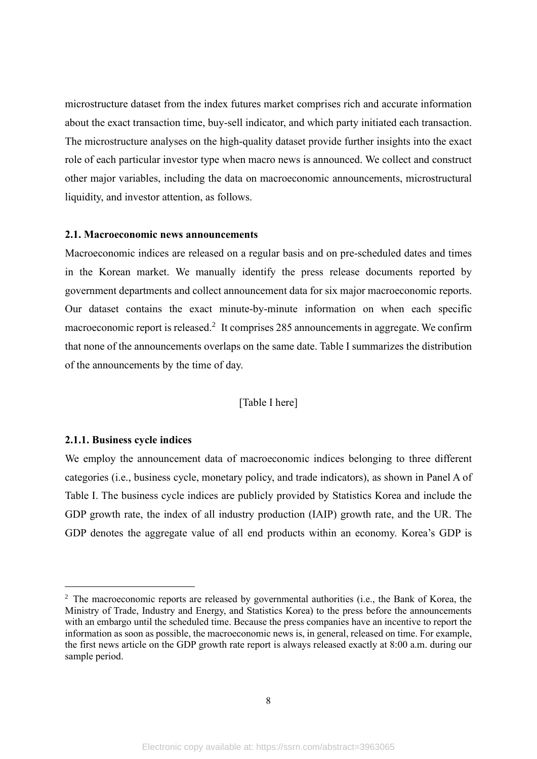microstructure dataset from the index futures market comprises rich and accurate information about the exact transaction time, buy-sell indicator, and which party initiated each transaction. The microstructure analyses on the high-quality dataset provide further insights into the exact role of each particular investor type when macro news is announced. We collect and construct other major variables, including the data on macroeconomic announcements, microstructural liquidity, and investor attention, as follows.

### 2.1. Macroeconomic news announcements

Macroeconomic indices are released on a regular basis and on pre-scheduled dates and times in the Korean market. We manually identify the press release documents reported by government departments and collect announcement data for six major macroeconomic reports. Our dataset contains the exact minute-by-minute information on when each specific macroeconomic report is released.[2] It comprises 285 announcements in aggregate. We confirm that none of the announcements overlaps on the same date. Table I summarizes the distribution of the announcements by the time of day.

[Table I here]

#### 2.1.1. Business cycle indices

We employ the announcement data of macroeconomic indices belonging to three different categories (i.e., business cycle, monetary policy, and trade indicators), as shown in Panel A of Table I. The business cycle indices are publicly provided by Statistics Korea and include the GDP growth rate, the index of all industry production (IAIP) growth rate, and the UR. The GDP denotes the aggregate value of all end products within an economy. Korea's GDP is

[2] The macroeconomic reports are released by governmental authorities (i.e., the Bank of Korea, the Ministry of Trade, Industry and Energy, and Statistics Korea) to the press before the announcements with an embargo until the scheduled time. Because the press companies have an incentive to report the information as soon as possible, the macroeconomic news is, in general, released on time. For example, the first news article on the GDP growth rate report is always released exactly at 8:00 a.m. during our sample period.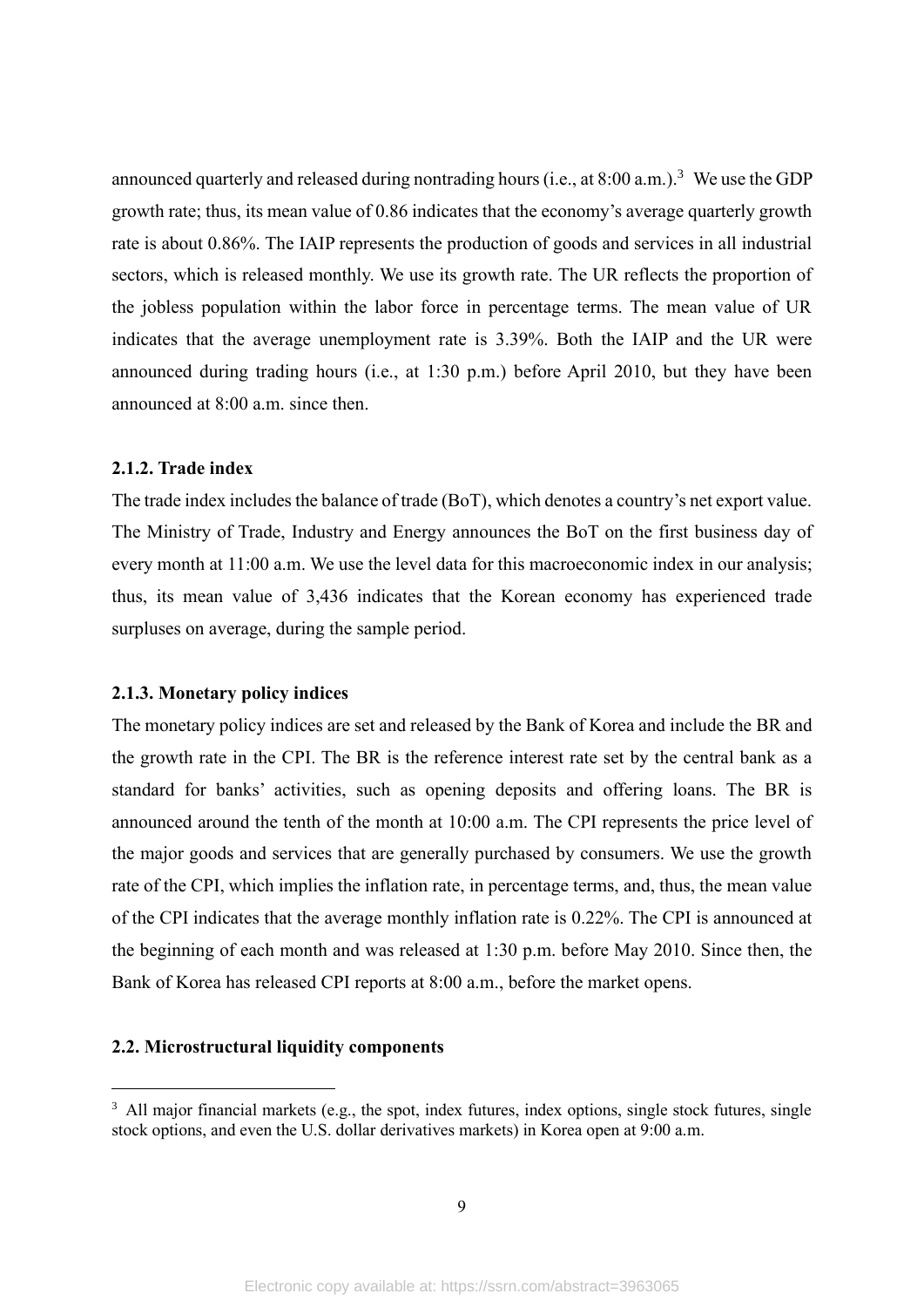announced quarterly and released during nontrading hours (i.e., at 8:00 a.m.).[3] We use the GDP growth rate; thus, its mean value of 0.86 indicates that the economy's average quarterly growth rate is about 0.86%. The IAIP represents the production of goods and services in all industrial sectors, which is released monthly. We use its growth rate. The UR reflects the proportion of the jobless population within the labor force in percentage terms. The mean value of UR indicates that the average unemployment rate is 3.39%. Both the IAIP and the UR were announced during trading hours (i.e., at 1:30 p.m.) before April 2010, but they have been announced at 8:00 a.m. since then.

#### 2.1.2. Trade index

The trade index includes the balance of trade (BoT), which denotes a country's net export value. The Ministry of Trade, Industry and Energy announces the BoT on the first business day of every month at 11:00 a.m. We use the level data for this macroeconomic index in our analysis; thus, its mean value of 3,436 indicates that the Korean economy has experienced trade surpluses on average, during the sample period.

#### 2.1.3. Monetary policy indices

The monetary policy indices are set and released by the Bank of Korea and include the BR and the growth rate in the CPI. The BR is the reference interest rate set by the central bank as a standard for banks' activities, such as opening deposits and offering loans. The BR is announced around the tenth of the month at 10:00 a.m. The CPI represents the price level of the major goods and services that are generally purchased by consumers. We use the growth rate of the CPI, which implies the inflation rate, in percentage terms, and, thus, the mean value of the CPI indicates that the average monthly inflation rate is 0.22%. The CPI is announced at the beginning of each month and was released at 1:30 p.m. before May 2010. Since then, the Bank of Korea has released CPI reports at 8:00 a.m., before the market opens.

### 2.2. Microstructural liquidity components

[3] All major financial markets (e.g., the spot, index futures, index options, single stock futures, single stock options, and even the U.S. dollar derivatives markets) in Korea open at 9:00 a.m.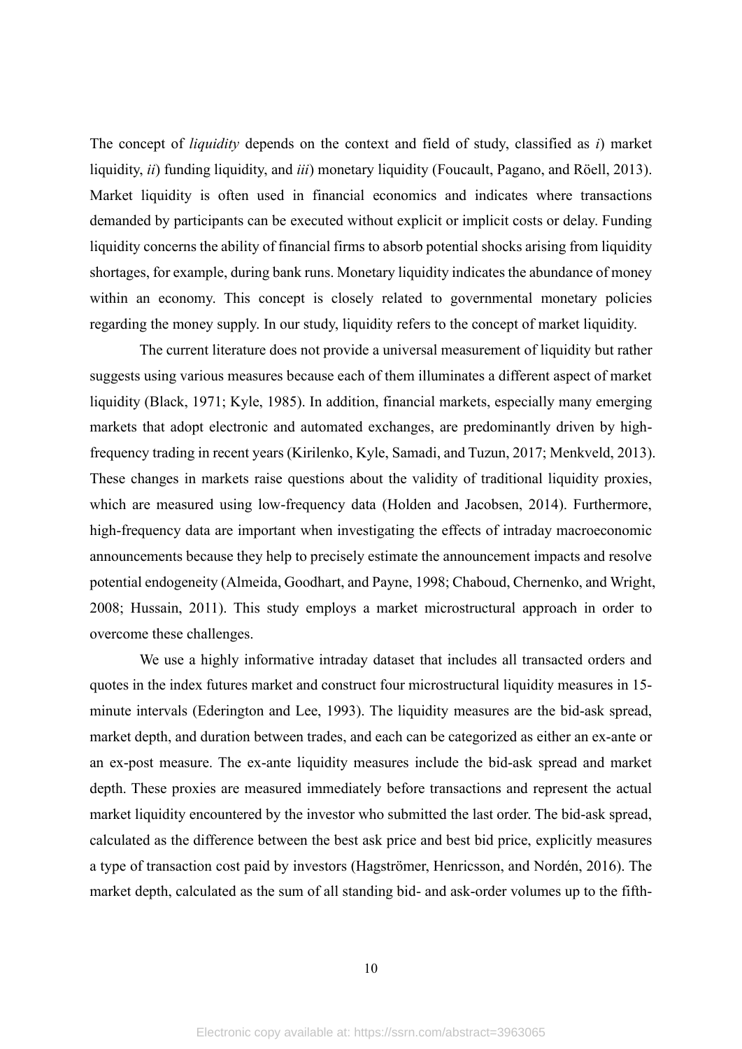The concept of *liquidity* depends on the context and field of study, classified as *i*) market liquidity, *ii*) funding liquidity, and *iii*) monetary liquidity (Foucault, Pagano, and Röell, 2013). Market liquidity is often used in financial economics and indicates where transactions demanded by participants can be executed without explicit or implicit costs or delay. Funding liquidity concerns the ability of financial firms to absorb potential shocks arising from liquidity shortages, for example, during bank runs. Monetary liquidity indicates the abundance of money within an economy. This concept is closely related to governmental monetary policies regarding the money supply. In our study, liquidity refers to the concept of market liquidity.

The current literature does not provide a universal measurement of liquidity but rather suggests using various measures because each of them illuminates a different aspect of market liquidity (Black, 1971; Kyle, 1985). In addition, financial markets, especially many emerging markets that adopt electronic and automated exchanges, are predominantly driven by high-frequency trading in recent years (Kirilenko, Kyle, Samadi, and Tuzun, 2017; Menkveld, 2013). These changes in markets raise questions about the validity of traditional liquidity proxies, which are measured using low-frequency data (Holden and Jacobsen, 2014). Furthermore, high-frequency data are important when investigating the effects of intraday macroeconomic announcements because they help to precisely estimate the announcement impacts and resolve potential endogeneity (Almeida, Goodhart, and Payne, 1998; Chaboud, Chernenko, and Wright, 2008; Hussain, 2011). This study employs a market microstructural approach in order to overcome these challenges.

We use a highly informative intraday dataset that includes all transacted orders and quotes in the index futures market and construct four microstructural liquidity measures in 15-minute intervals (Ederington and Lee, 1993). The liquidity measures are the bid-ask spread, market depth, and duration between trades, and each can be categorized as either an ex-ante or an ex-post measure. The ex-ante liquidity measures include the bid-ask spread and market depth. These proxies are measured immediately before transactions and represent the actual market liquidity encountered by the investor who submitted the last order. The bid-ask spread, calculated as the difference between the best ask price and best bid price, explicitly measures a type of transaction cost paid by investors (Hagströmer, Henricsson, and Nordén, 2016). The market depth, calculated as the sum of all standing bid- and ask-order volumes up to the fifth-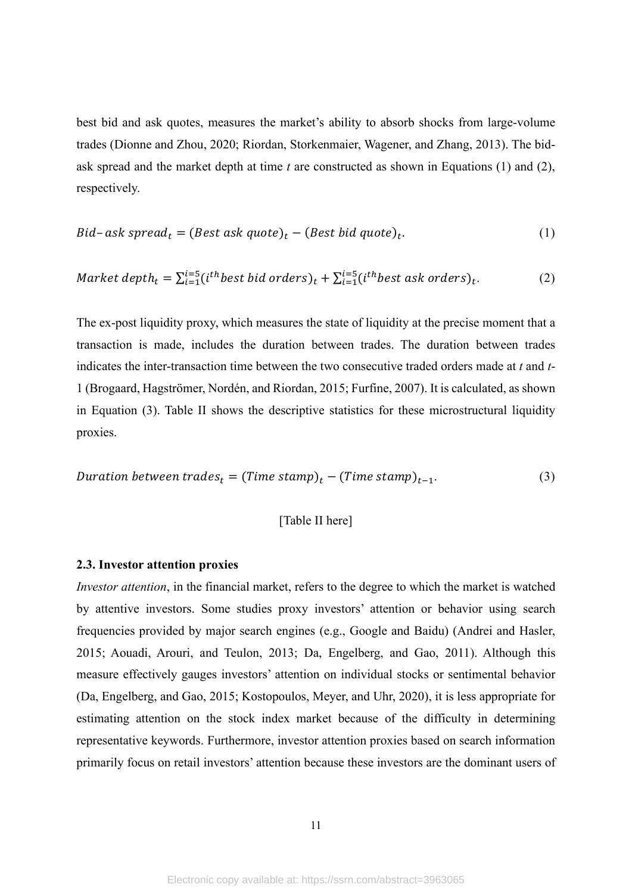best bid and ask quotes, measures the market's ability to absorb shocks from large-volume trades (Dionne and Zhou, 2020; Riordan, Storkenmaier, Wagener, and Zhang, 2013). The bid-ask spread and the market depth at time *t* are constructed as shown in Equations (1) and (2), respectively.

$$Bid\text{–}ask\ spread_t = (Best\ ask\ quote)_t - (Best\ bid\ quote)_t. \tag{1}$$

$$Market\ depth_t = \sum_{i=1}^{i=5}(i^{th} best\ bid\ orders)_t + \sum_{i=1}^{i=5}(i^{th} best\ ask\ orders)_t. \tag{2}$$

The ex-post liquidity proxy, which measures the state of liquidity at the precise moment that a transaction is made, includes the duration between trades. The duration between trades indicates the inter-transaction time between the two consecutive traded orders made at *t* and *t*-1 (Brogaard, Hagströmer, Nordén, and Riordan, 2015; Furfine, 2007). It is calculated, as shown in Equation (3). Table II shows the descriptive statistics for these microstructural liquidity proxies.

$$Duration\ between\ trades_t = (Time\ stamp)_t - (Time\ stamp)_{t-1}. \tag{3}$$

[Table II here]

### 2.3. Investor attention proxies

*Investor attention*, in the financial market, refers to the degree to which the market is watched by attentive investors. Some studies proxy investors' attention or behavior using search frequencies provided by major search engines (e.g., Google and Baidu) (Andrei and Hasler, 2015; Aouadi, Arouri, and Teulon, 2013; Da, Engelberg, and Gao, 2011). Although this measure effectively gauges investors' attention on individual stocks or sentimental behavior (Da, Engelberg, and Gao, 2015; Kostopoulos, Meyer, and Uhr, 2020), it is less appropriate for estimating attention on the stock index market because of the difficulty in determining representative keywords. Furthermore, investor attention proxies based on search information primarily focus on retail investors' attention because these investors are the dominant users of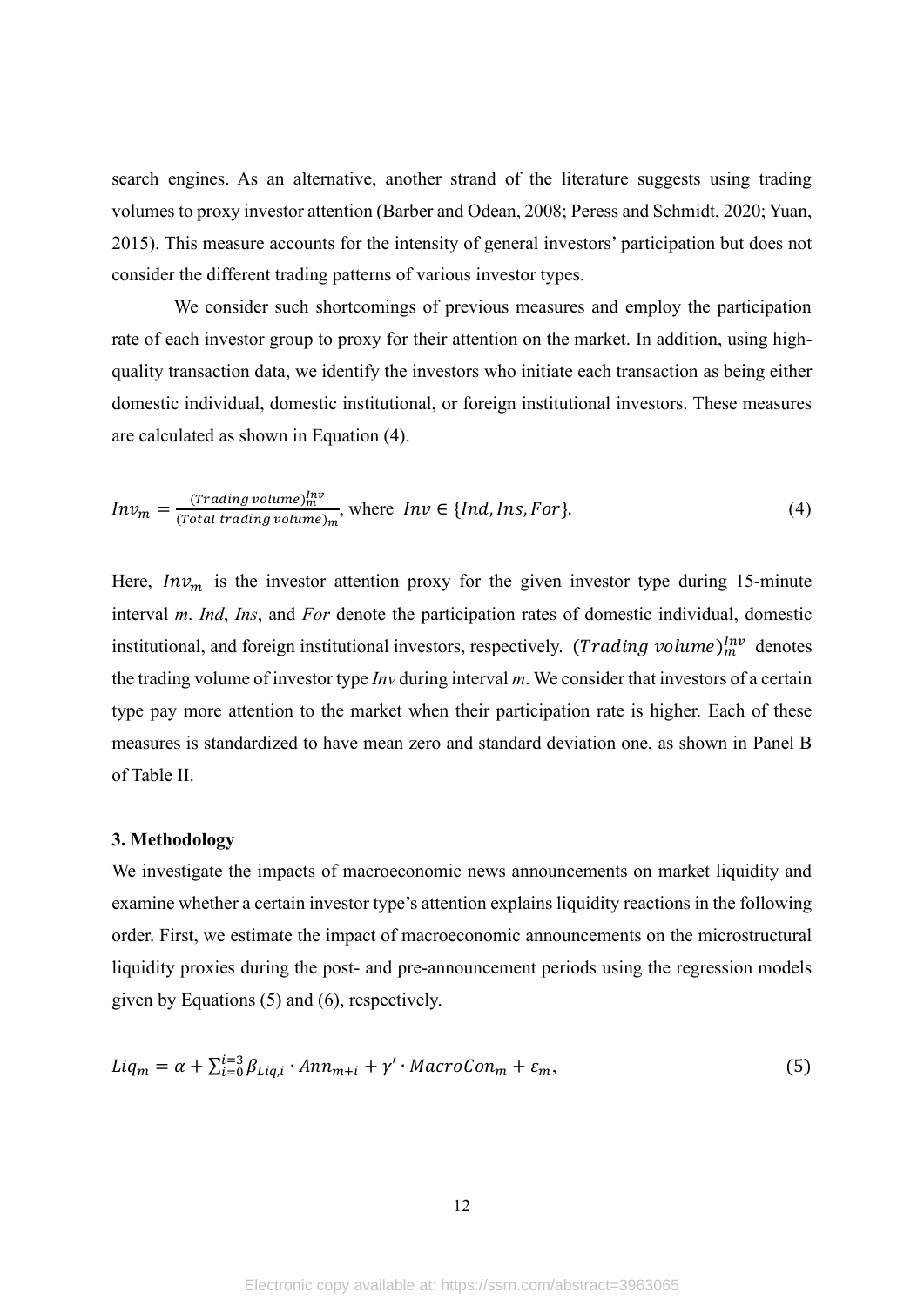search engines. As an alternative, another strand of the literature suggests using trading volumes to proxy investor attention (Barber and Odean, 2008; Peress and Schmidt, 2020; Yuan, 2015). This measure accounts for the intensity of general investors' participation but does not consider the different trading patterns of various investor types.

We consider such shortcomings of previous measures and employ the participation rate of each investor group to proxy for their attention on the market. In addition, using high-quality transaction data, we identify the investors who initiate each transaction as being either domestic individual, domestic institutional, or foreign institutional investors. These measures are calculated as shown in Equation (4).

$$Inv_m = \frac{(Trading\ volume)_m^{Inv}}{(Total\ trading\ volume)_m}, \text{ where } Inv \in \{Ind, Ins, For\}. \tag{4}$$

Here, $Inv_m$ is the investor attention proxy for the given investor type during 15-minute interval *m*. *Ind*, *Ins*, and *For* denote the participation rates of domestic individual, domestic institutional, and foreign institutional investors, respectively. $(Trading\ volume)_m^{Inv}$ denotes the trading volume of investor type *Inv* during interval *m*. We consider that investors of a certain type pay more attention to the market when their participation rate is higher. Each of these measures is standardized to have mean zero and standard deviation one, as shown in Panel B of Table II.

### 3. Methodology

We investigate the impacts of macroeconomic news announcements on market liquidity and examine whether a certain investor type's attention explains liquidity reactions in the following order. First, we estimate the impact of macroeconomic announcements on the microstructural liquidity proxies during the post- and pre-announcement periods using the regression models given by Equations (5) and (6), respectively.

$$Liq_m = \alpha + \sum_{i=0}^{i=3} \beta_{Liq,i} \cdot Ann_{m+i} + \gamma' \cdot MacroCon_m + \varepsilon_m, \tag{5}$$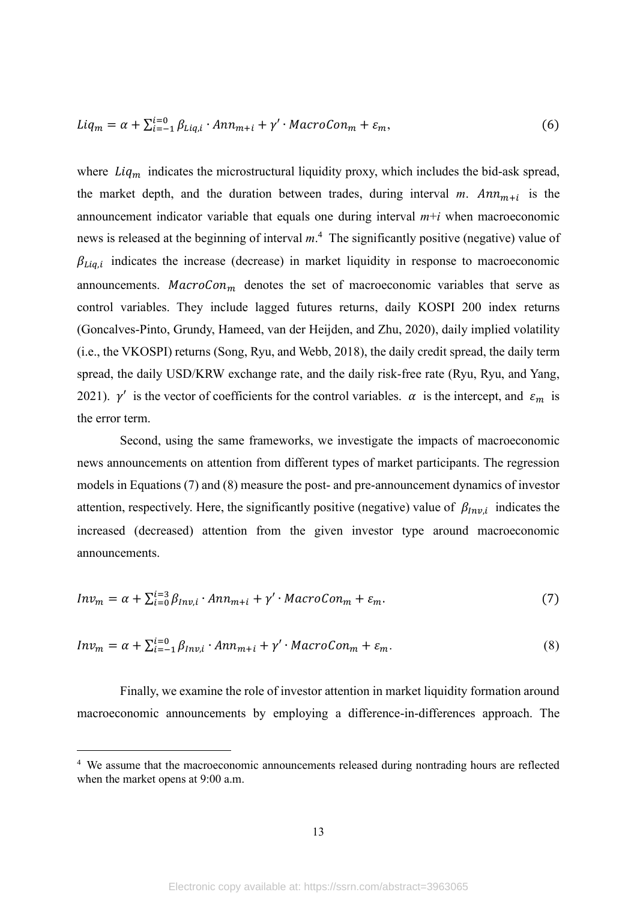$$Liq_m = \alpha + \sum_{i=-1}^{i=0} \beta_{Liq,i} \cdot Ann_{m+i} + \gamma' \cdot MacroCon_m + \varepsilon_m, \tag{6}$$

where $Liq_m$ indicates the microstructural liquidity proxy, which includes the bid-ask spread, the market depth, and the duration between trades, during interval $m$. $Ann_{m+i}$ is the announcement indicator variable that equals one during interval $m+i$ when macroeconomic news is released at the beginning of interval $m$.[4] The significantly positive (negative) value of $\beta_{Liq,i}$ indicates the increase (decrease) in market liquidity in response to macroeconomic announcements. $MacroCon_m$ denotes the set of macroeconomic variables that serve as control variables. They include lagged futures returns, daily KOSPI 200 index returns (Goncalves-Pinto, Grundy, Hameed, van der Heijden, and Zhu, 2020), daily implied volatility (i.e., the VKOSPI) returns (Song, Ryu, and Webb, 2018), the daily credit spread, the daily term spread, the daily USD/KRW exchange rate, and the daily risk-free rate (Ryu, Ryu, and Yang, 2021). $\gamma'$ is the vector of coefficients for the control variables. $\alpha$ is the intercept, and $\varepsilon_m$ is the error term.

Second, using the same frameworks, we investigate the impacts of macroeconomic news announcements on attention from different types of market participants. The regression models in Equations (7) and (8) measure the post- and pre-announcement dynamics of investor attention, respectively. Here, the significantly positive (negative) value of $\beta_{Inv,i}$ indicates the increased (decreased) attention from the given investor type around macroeconomic announcements.

$$Inv_m = \alpha + \sum_{i=0}^{i=3} \beta_{Inv,i} \cdot Ann_{m+i} + \gamma' \cdot MacroCon_m + \varepsilon_m. \tag{7}$$

$$Inv_m = \alpha + \sum_{i=-1}^{i=0} \beta_{Inv,i} \cdot Ann_{m+i} + \gamma' \cdot MacroCon_m + \varepsilon_m. \tag{8}$$

Finally, we examine the role of investor attention in market liquidity formation around macroeconomic announcements by employing a difference-in-differences approach. The

[4] We assume that the macroeconomic announcements released during nontrading hours are reflected when the market opens at 9:00 a.m.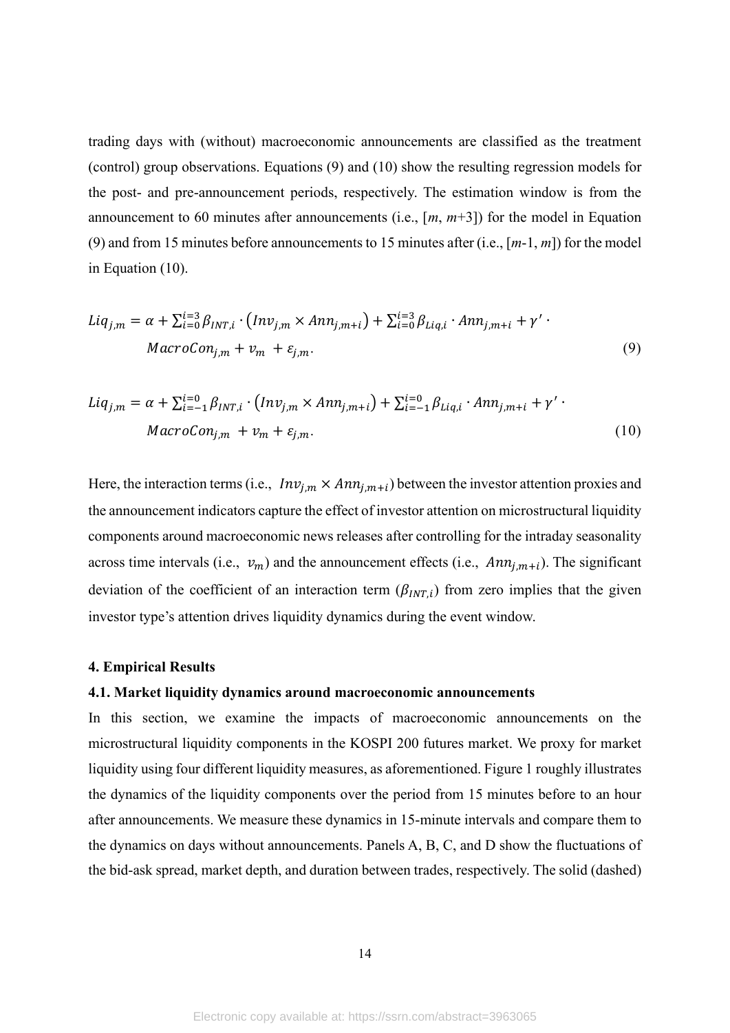trading days with (without) macroeconomic announcements are classified as the treatment (control) group observations. Equations (9) and (10) show the resulting regression models for the post- and pre-announcement periods, respectively. The estimation window is from the announcement to 60 minutes after announcements (i.e., [$m$, $m$+3]) for the model in Equation (9) and from 15 minutes before announcements to 15 minutes after (i.e., [$m$-1, $m$]) for the model in Equation (10).

$$Liq_{j,m} = \alpha + \sum_{i=0}^{i=3} \beta_{INT,i} \cdot \left(Inv_{j,m} \times Ann_{j,m+i}\right) + \sum_{i=0}^{i=3} \beta_{Liq,i} \cdot Ann_{j,m+i} + \gamma' \cdot MacroCon_{j,m} + v_m + \varepsilon_{j,m}. \tag{9}$$

$$Liq_{j,m} = \alpha + \sum_{i=-1}^{i=0} \beta_{INT,i} \cdot \left(Inv_{j,m} \times Ann_{j,m+i}\right) + \sum_{i=-1}^{i=0} \beta_{Liq,i} \cdot Ann_{j,m+i} + \gamma' \cdot MacroCon_{j,m} + v_m + \varepsilon_{j,m}. \tag{10}$$

Here, the interaction terms (i.e., $Inv_{j,m} \times Ann_{j,m+i}$) between the investor attention proxies and the announcement indicators capture the effect of investor attention on microstructural liquidity components around macroeconomic news releases after controlling for the intraday seasonality across time intervals (i.e., $v_m$) and the announcement effects (i.e., $Ann_{j,m+i}$). The significant deviation of the coefficient of an interaction term ($\beta_{INT,i}$) from zero implies that the given investor type's attention drives liquidity dynamics during the event window.

## 4. Empirical Results

### 4.1. Market liquidity dynamics around macroeconomic announcements

In this section, we examine the impacts of macroeconomic announcements on the microstructural liquidity components in the KOSPI 200 futures market. We proxy for market liquidity using four different liquidity measures, as aforementioned. Figure 1 roughly illustrates the dynamics of the liquidity components over the period from 15 minutes before to an hour after announcements. We measure these dynamics in 15-minute intervals and compare them to the dynamics on days without announcements. Panels A, B, C, and D show the fluctuations of the bid-ask spread, market depth, and duration between trades, respectively. The solid (dashed)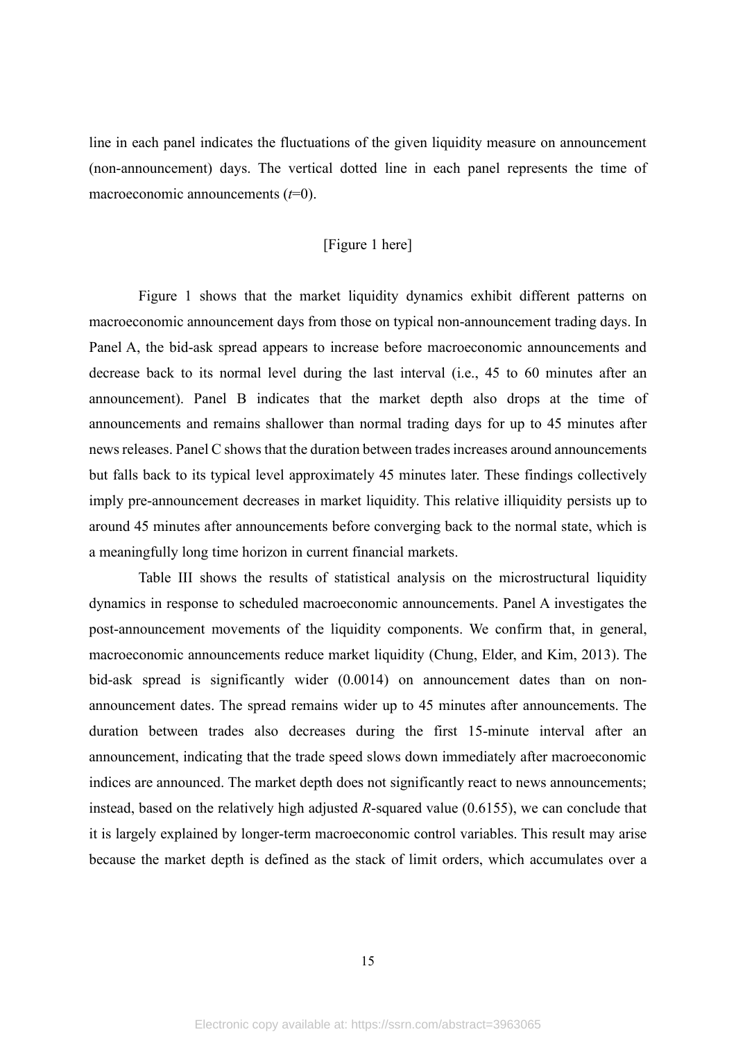line in each panel indicates the fluctuations of the given liquidity measure on announcement (non-announcement) days. The vertical dotted line in each panel represents the time of macroeconomic announcements ($t$=0).

[Figure 1 here]

Figure 1 shows that the market liquidity dynamics exhibit different patterns on macroeconomic announcement days from those on typical non-announcement trading days. In Panel A, the bid-ask spread appears to increase before macroeconomic announcements and decrease back to its normal level during the last interval (i.e., 45 to 60 minutes after an announcement). Panel B indicates that the market depth also drops at the time of announcements and remains shallower than normal trading days for up to 45 minutes after news releases. Panel C shows that the duration between trades increases around announcements but falls back to its typical level approximately 45 minutes later. These findings collectively imply pre-announcement decreases in market liquidity. This relative illiquidity persists up to around 45 minutes after announcements before converging back to the normal state, which is a meaningfully long time horizon in current financial markets.

Table III shows the results of statistical analysis on the microstructural liquidity dynamics in response to scheduled macroeconomic announcements. Panel A investigates the post-announcement movements of the liquidity components. We confirm that, in general, macroeconomic announcements reduce market liquidity (Chung, Elder, and Kim, 2013). The bid-ask spread is significantly wider (0.0014) on announcement dates than on non-announcement dates. The spread remains wider up to 45 minutes after announcements. The duration between trades also decreases during the first 15-minute interval after an announcement, indicating that the trade speed slows down immediately after macroeconomic indices are announced. The market depth does not significantly react to news announcements; instead, based on the relatively high adjusted $R$-squared value (0.6155), we can conclude that it is largely explained by longer-term macroeconomic control variables. This result may arise because the market depth is defined as the stack of limit orders, which accumulates over a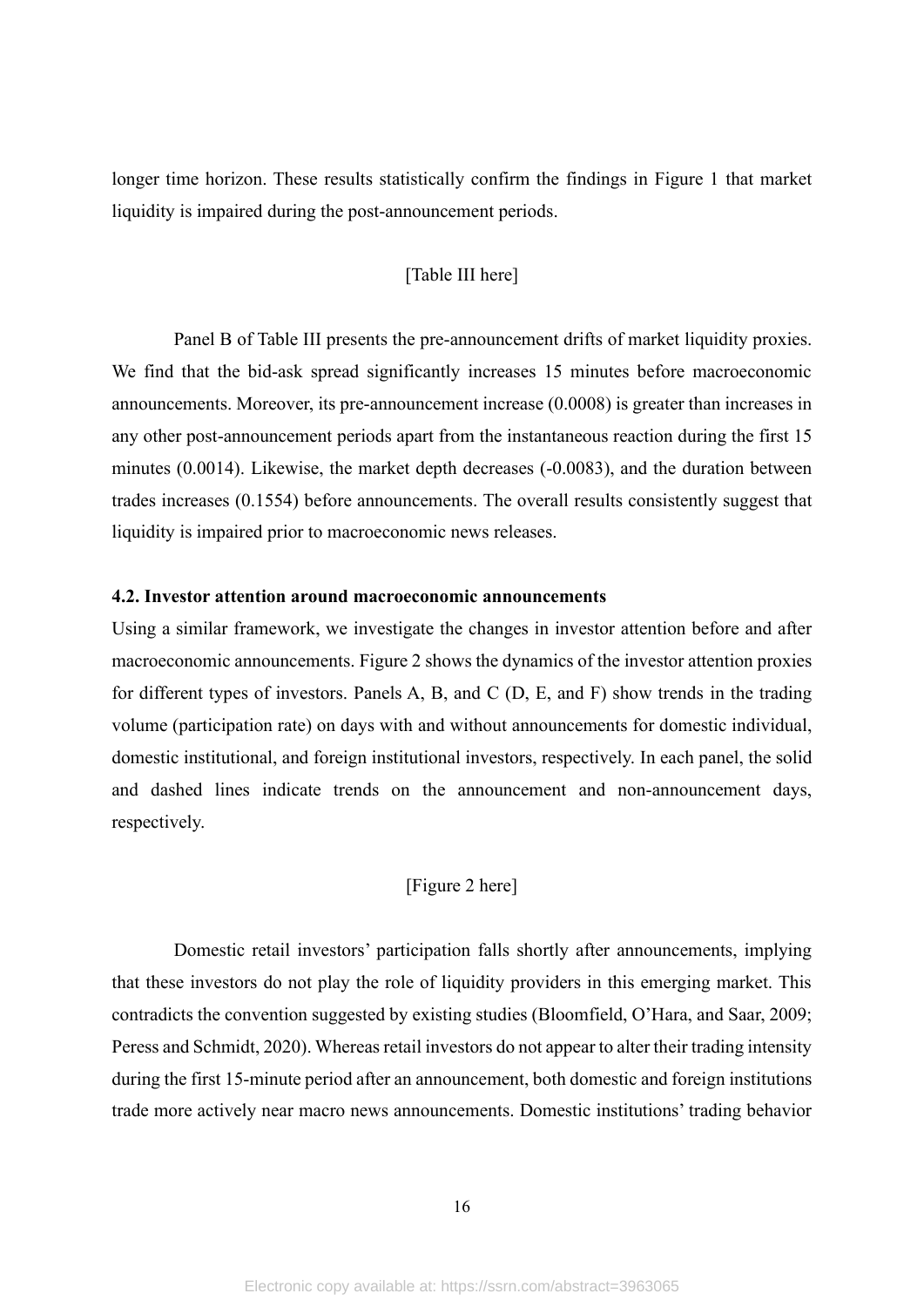longer time horizon. These results statistically confirm the findings in Figure 1 that market liquidity is impaired during the post-announcement periods.

[Table III here]

Panel B of Table III presents the pre-announcement drifts of market liquidity proxies. We find that the bid-ask spread significantly increases 15 minutes before macroeconomic announcements. Moreover, its pre-announcement increase (0.0008) is greater than increases in any other post-announcement periods apart from the instantaneous reaction during the first 15 minutes (0.0014). Likewise, the market depth decreases (-0.0083), and the duration between trades increases (0.1554) before announcements. The overall results consistently suggest that liquidity is impaired prior to macroeconomic news releases.

### 4.2. Investor attention around macroeconomic announcements

Using a similar framework, we investigate the changes in investor attention before and after macroeconomic announcements. Figure 2 shows the dynamics of the investor attention proxies for different types of investors. Panels A, B, and C (D, E, and F) show trends in the trading volume (participation rate) on days with and without announcements for domestic individual, domestic institutional, and foreign institutional investors, respectively. In each panel, the solid and dashed lines indicate trends on the announcement and non-announcement days, respectively.

[Figure 2 here]

Domestic retail investors' participation falls shortly after announcements, implying that these investors do not play the role of liquidity providers in this emerging market. This contradicts the convention suggested by existing studies (Bloomfield, O'Hara, and Saar, 2009; Peress and Schmidt, 2020). Whereas retail investors do not appear to alter their trading intensity during the first 15-minute period after an announcement, both domestic and foreign institutions trade more actively near macro news announcements. Domestic institutions' trading behavior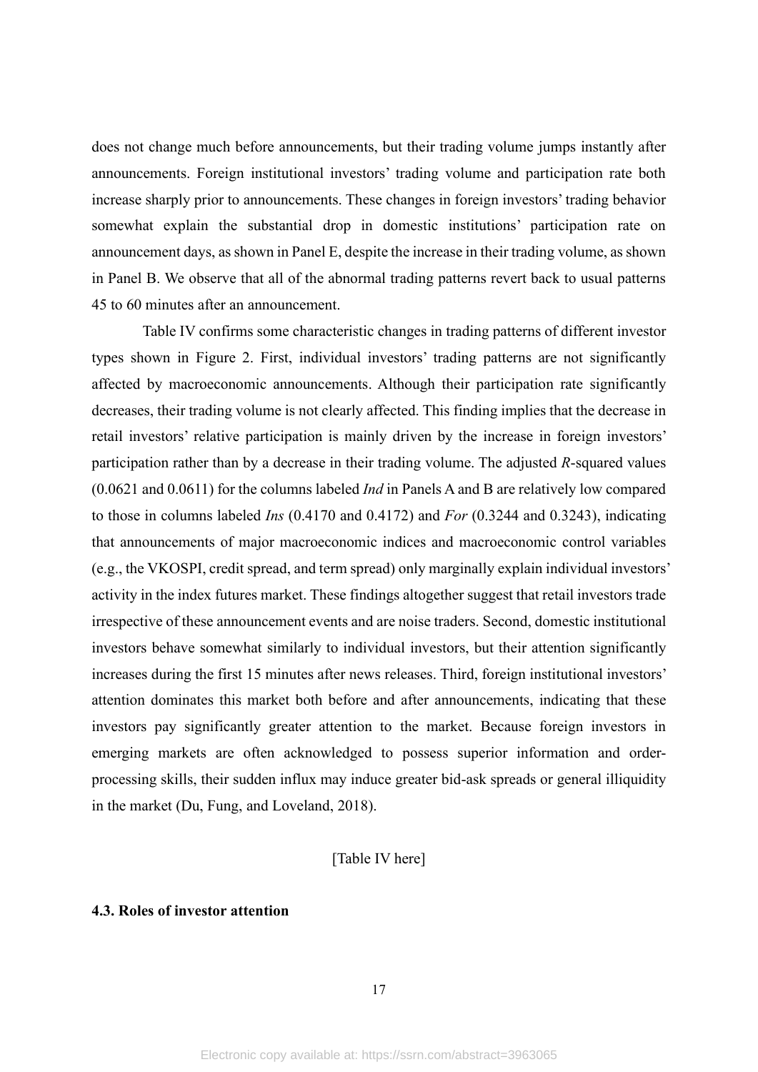does not change much before announcements, but their trading volume jumps instantly after announcements. Foreign institutional investors' trading volume and participation rate both increase sharply prior to announcements. These changes in foreign investors' trading behavior somewhat explain the substantial drop in domestic institutions' participation rate on announcement days, as shown in Panel E, despite the increase in their trading volume, as shown in Panel B. We observe that all of the abnormal trading patterns revert back to usual patterns 45 to 60 minutes after an announcement.

Table IV confirms some characteristic changes in trading patterns of different investor types shown in Figure 2. First, individual investors' trading patterns are not significantly affected by macroeconomic announcements. Although their participation rate significantly decreases, their trading volume is not clearly affected. This finding implies that the decrease in retail investors' relative participation is mainly driven by the increase in foreign investors' participation rather than by a decrease in their trading volume. The adjusted $R$-squared values (0.0621 and 0.0611) for the columns labeled *Ind* in Panels A and B are relatively low compared to those in columns labeled *Ins* (0.4170 and 0.4172) and *For* (0.3244 and 0.3243), indicating that announcements of major macroeconomic indices and macroeconomic control variables (e.g., the VKOSPI, credit spread, and term spread) only marginally explain individual investors' activity in the index futures market. These findings altogether suggest that retail investors trade irrespective of these announcement events and are noise traders. Second, domestic institutional investors behave somewhat similarly to individual investors, but their attention significantly increases during the first 15 minutes after news releases. Third, foreign institutional investors' attention dominates this market both before and after announcements, indicating that these investors pay significantly greater attention to the market. Because foreign investors in emerging markets are often acknowledged to possess superior information and order-processing skills, their sudden influx may induce greater bid-ask spreads or general illiquidity in the market (Du, Fung, and Loveland, 2018).

[Table IV here]

### 4.3. Roles of investor attention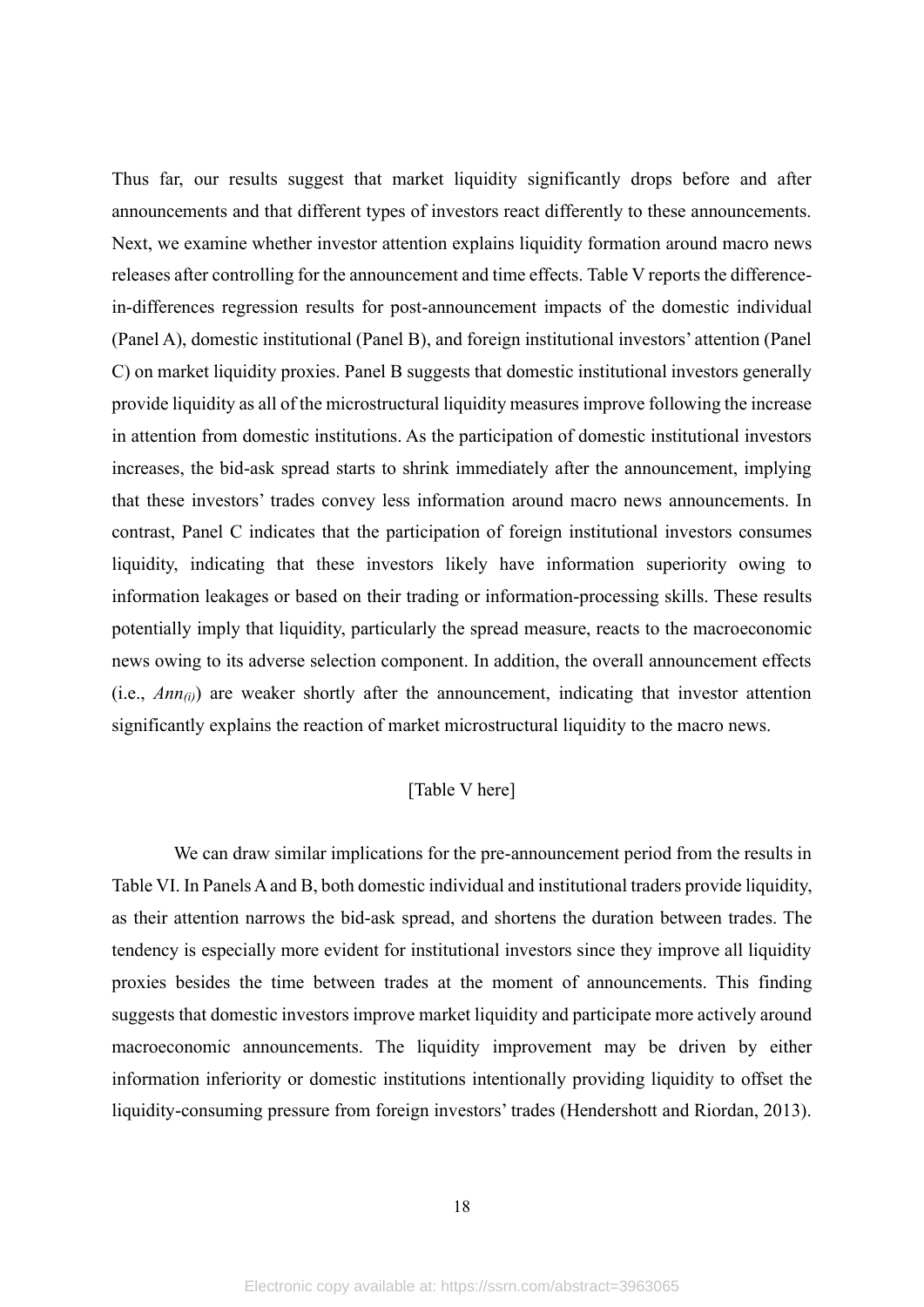Thus far, our results suggest that market liquidity significantly drops before and after announcements and that different types of investors react differently to these announcements. Next, we examine whether investor attention explains liquidity formation around macro news releases after controlling for the announcement and time effects. Table V reports the difference-in-differences regression results for post-announcement impacts of the domestic individual (Panel A), domestic institutional (Panel B), and foreign institutional investors' attention (Panel C) on market liquidity proxies. Panel B suggests that domestic institutional investors generally provide liquidity as all of the microstructural liquidity measures improve following the increase in attention from domestic institutions. As the participation of domestic institutional investors increases, the bid-ask spread starts to shrink immediately after the announcement, implying that these investors' trades convey less information around macro news announcements. In contrast, Panel C indicates that the participation of foreign institutional investors consumes liquidity, indicating that these investors likely have information superiority owing to information leakages or based on their trading or information-processing skills. These results potentially imply that liquidity, particularly the spread measure, reacts to the macroeconomic news owing to its adverse selection component. In addition, the overall announcement effects (i.e., $Ann_{(i)}$) are weaker shortly after the announcement, indicating that investor attention significantly explains the reaction of market microstructural liquidity to the macro news.

[Table V here]

We can draw similar implications for the pre-announcement period from the results in Table VI. In Panels A and B, both domestic individual and institutional traders provide liquidity, as their attention narrows the bid-ask spread, and shortens the duration between trades. The tendency is especially more evident for institutional investors since they improve all liquidity proxies besides the time between trades at the moment of announcements. This finding suggests that domestic investors improve market liquidity and participate more actively around macroeconomic announcements. The liquidity improvement may be driven by either information inferiority or domestic institutions intentionally providing liquidity to offset the liquidity-consuming pressure from foreign investors' trades (Hendershott and Riordan, 2013).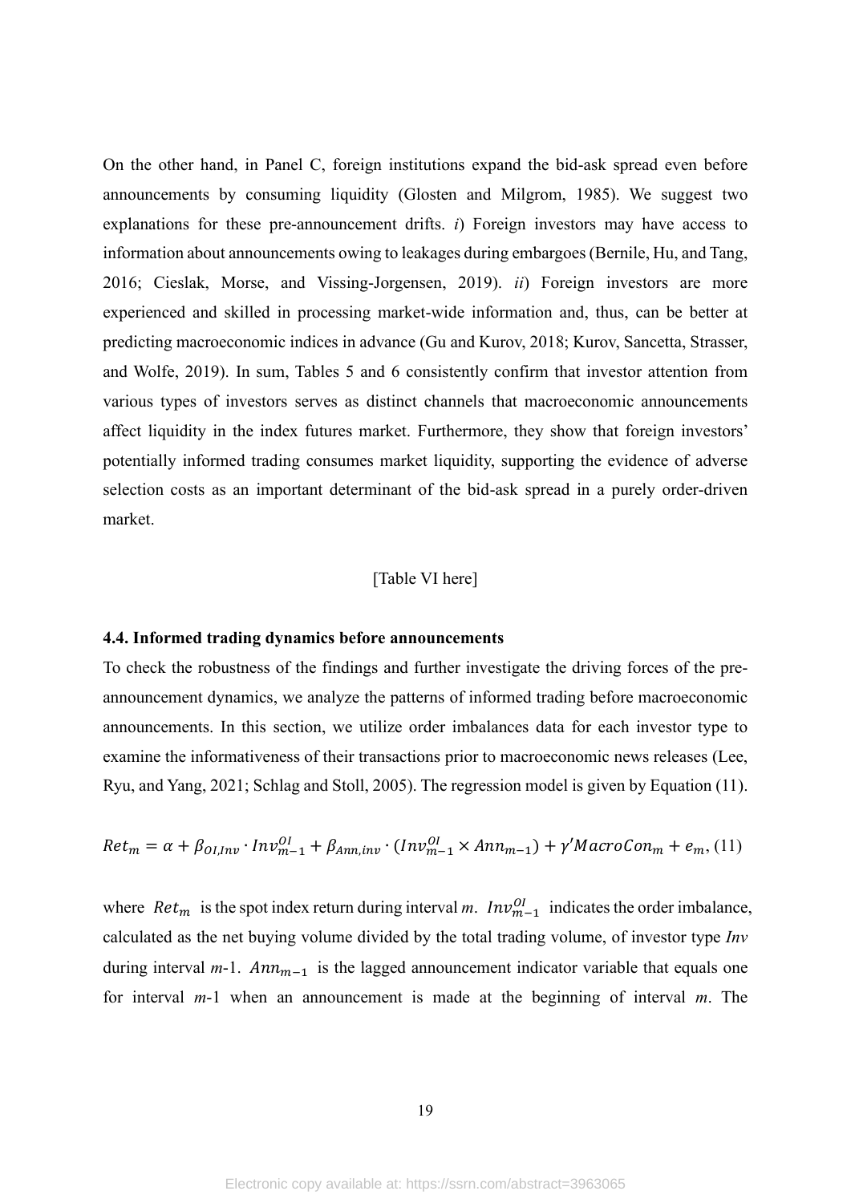On the other hand, in Panel C, foreign institutions expand the bid-ask spread even before announcements by consuming liquidity (Glosten and Milgrom, 1985). We suggest two explanations for these pre-announcement drifts. *i*) Foreign investors may have access to information about announcements owing to leakages during embargoes (Bernile, Hu, and Tang, 2016; Cieslak, Morse, and Vissing-Jorgensen, 2019). *ii*) Foreign investors are more experienced and skilled in processing market-wide information and, thus, can be better at predicting macroeconomic indices in advance (Gu and Kurov, 2018; Kurov, Sancetta, Strasser, and Wolfe, 2019). In sum, Tables 5 and 6 consistently confirm that investor attention from various types of investors serves as distinct channels that macroeconomic announcements affect liquidity in the index futures market. Furthermore, they show that foreign investors' potentially informed trading consumes market liquidity, supporting the evidence of adverse selection costs as an important determinant of the bid-ask spread in a purely order-driven market.

[Table VI here]

### 4.4. Informed trading dynamics before announcements

To check the robustness of the findings and further investigate the driving forces of the pre-announcement dynamics, we analyze the patterns of informed trading before macroeconomic announcements. In this section, we utilize order imbalances data for each investor type to examine the informativeness of their transactions prior to macroeconomic news releases (Lee, Ryu, and Yang, 2021; Schlag and Stoll, 2005). The regression model is given by Equation (11).

$$Ret_m = \alpha + \beta_{OI,Inv} \cdot Inv_{m-1}^{OI} + \beta_{Ann,inv} \cdot (Inv_{m-1}^{OI} \times Ann_{m-1}) + \gamma' MacroCon_m + e_m, \quad (11)$$

where $Ret_m$ is the spot index return during interval *m*. $Inv_{m-1}^{OI}$ indicates the order imbalance, calculated as the net buying volume divided by the total trading volume, of investor type *Inv* during interval *m*-1. $Ann_{m-1}$ is the lagged announcement indicator variable that equals one for interval *m*-1 when an announcement is made at the beginning of interval *m*. The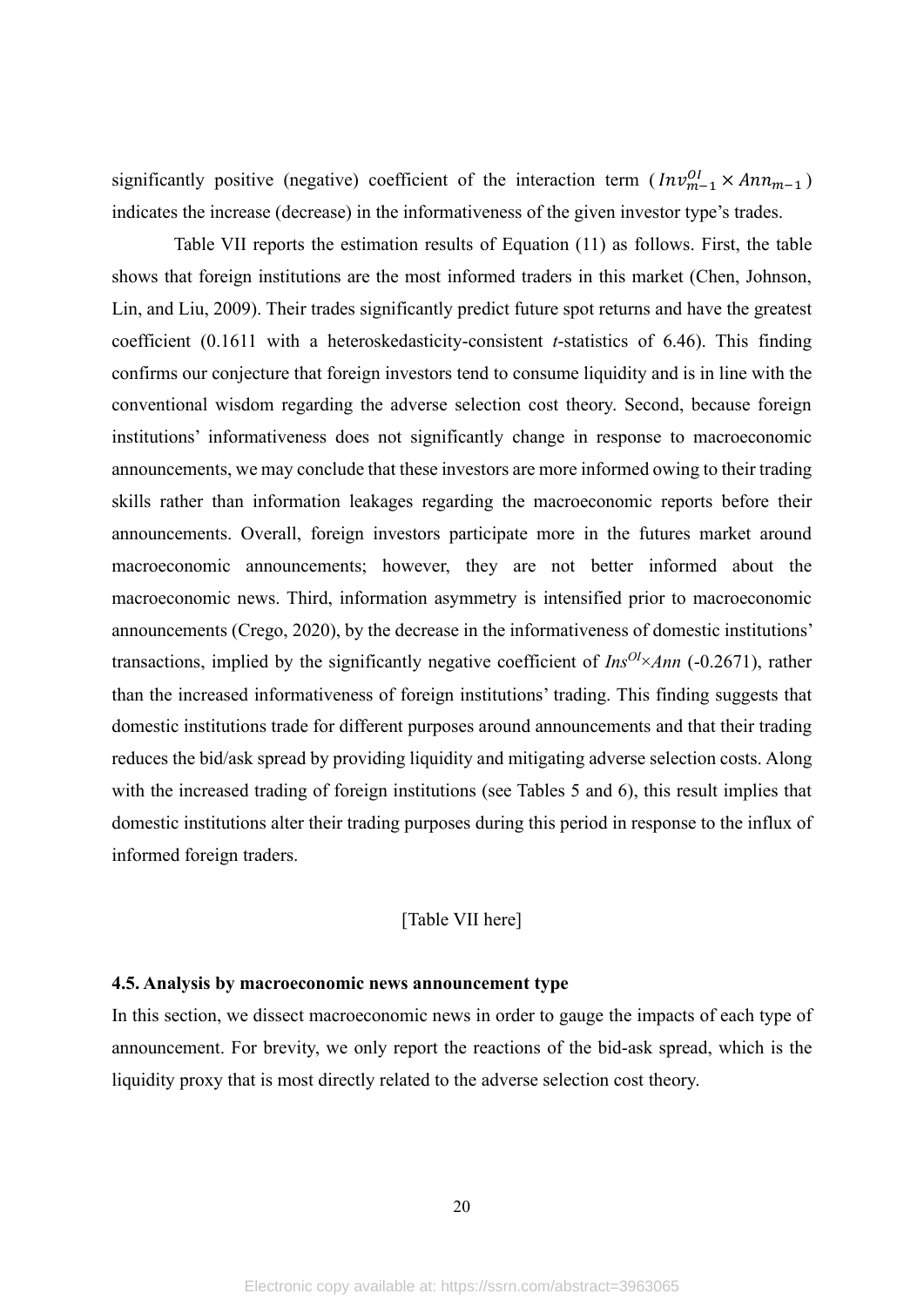significantly positive (negative) coefficient of the interaction term ( $Inv_{m-1}^{OI} \times Ann_{m-1}$ ) indicates the increase (decrease) in the informativeness of the given investor type's trades.

Table VII reports the estimation results of Equation (11) as follows. First, the table shows that foreign institutions are the most informed traders in this market (Chen, Johnson, Lin, and Liu, 2009). Their trades significantly predict future spot returns and have the greatest coefficient (0.1611 with a heteroskedasticity-consistent *t*-statistics of 6.46). This finding confirms our conjecture that foreign investors tend to consume liquidity and is in line with the conventional wisdom regarding the adverse selection cost theory. Second, because foreign institutions' informativeness does not significantly change in response to macroeconomic announcements, we may conclude that these investors are more informed owing to their trading skills rather than information leakages regarding the macroeconomic reports before their announcements. Overall, foreign investors participate more in the futures market around macroeconomic announcements; however, they are not better informed about the macroeconomic news. Third, information asymmetry is intensified prior to macroeconomic announcements (Crego, 2020), by the decrease in the informativeness of domestic institutions' transactions, implied by the significantly negative coefficient of $Ins^{OI}\times Ann$ (-0.2671), rather than the increased informativeness of foreign institutions' trading. This finding suggests that domestic institutions trade for different purposes around announcements and that their trading reduces the bid/ask spread by providing liquidity and mitigating adverse selection costs. Along with the increased trading of foreign institutions (see Tables 5 and 6), this result implies that domestic institutions alter their trading purposes during this period in response to the influx of informed foreign traders.

[Table VII here]

### 4.5. Analysis by macroeconomic news announcement type

In this section, we dissect macroeconomic news in order to gauge the impacts of each type of announcement. For brevity, we only report the reactions of the bid-ask spread, which is the liquidity proxy that is most directly related to the adverse selection cost theory.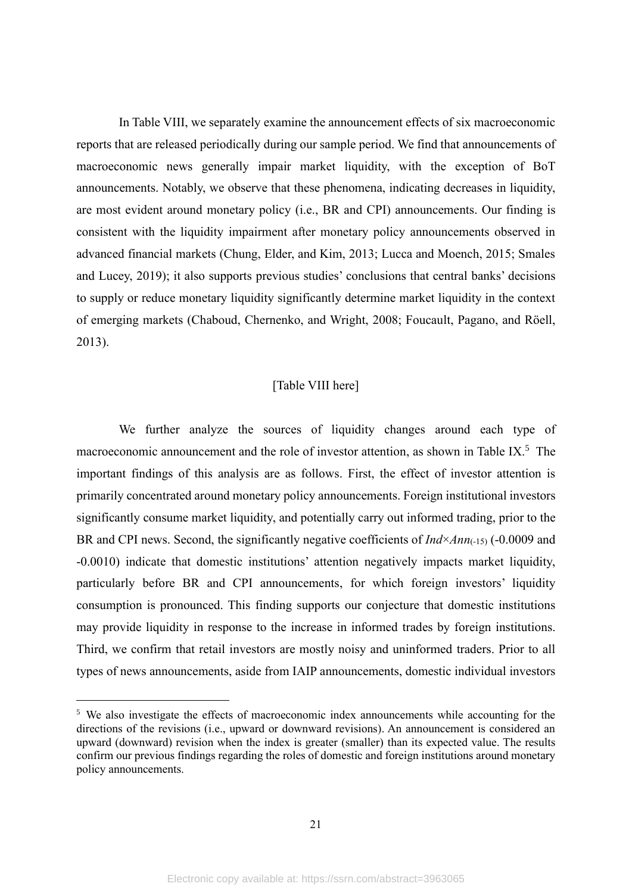In Table VIII, we separately examine the announcement effects of six macroeconomic reports that are released periodically during our sample period. We find that announcements of macroeconomic news generally impair market liquidity, with the exception of BoT announcements. Notably, we observe that these phenomena, indicating decreases in liquidity, are most evident around monetary policy (i.e., BR and CPI) announcements. Our finding is consistent with the liquidity impairment after monetary policy announcements observed in advanced financial markets (Chung, Elder, and Kim, 2013; Lucca and Moench, 2015; Smales and Lucey, 2019); it also supports previous studies' conclusions that central banks' decisions to supply or reduce monetary liquidity significantly determine market liquidity in the context of emerging markets (Chaboud, Chernenko, and Wright, 2008; Foucault, Pagano, and Röell, 2013).

[Table VIII here]

We further analyze the sources of liquidity changes around each type of macroeconomic announcement and the role of investor attention, as shown in Table IX.[5] The important findings of this analysis are as follows. First, the effect of investor attention is primarily concentrated around monetary policy announcements. Foreign institutional investors significantly consume market liquidity, and potentially carry out informed trading, prior to the BR and CPI news. Second, the significantly negative coefficients of $Ind \times Ann_{(-15)}$ (-0.0009 and -0.0010) indicate that domestic institutions' attention negatively impacts market liquidity, particularly before BR and CPI announcements, for which foreign investors' liquidity consumption is pronounced. This finding supports our conjecture that domestic institutions may provide liquidity in response to the increase in informed trades by foreign institutions. Third, we confirm that retail investors are mostly noisy and uninformed traders. Prior to all types of news announcements, aside from IAIP announcements, domestic individual investors

[5] We also investigate the effects of macroeconomic index announcements while accounting for the directions of the revisions (i.e., upward or downward revisions). An announcement is considered an upward (downward) revision when the index is greater (smaller) than its expected value. The results confirm our previous findings regarding the roles of domestic and foreign institutions around monetary policy announcements.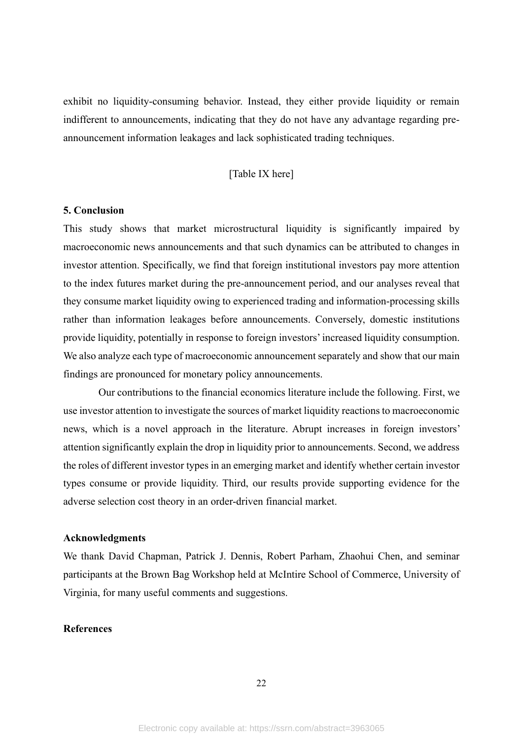exhibit no liquidity-consuming behavior. Instead, they either provide liquidity or remain indifferent to announcements, indicating that they do not have any advantage regarding pre-announcement information leakages and lack sophisticated trading techniques.

[Table IX here]

## 5. Conclusion

This study shows that market microstructural liquidity is significantly impaired by macroeconomic news announcements and that such dynamics can be attributed to changes in investor attention. Specifically, we find that foreign institutional investors pay more attention to the index futures market during the pre-announcement period, and our analyses reveal that they consume market liquidity owing to experienced trading and information-processing skills rather than information leakages before announcements. Conversely, domestic institutions provide liquidity, potentially in response to foreign investors' increased liquidity consumption. We also analyze each type of macroeconomic announcement separately and show that our main findings are pronounced for monetary policy announcements.

Our contributions to the financial economics literature include the following. First, we use investor attention to investigate the sources of market liquidity reactions to macroeconomic news, which is a novel approach in the literature. Abrupt increases in foreign investors' attention significantly explain the drop in liquidity prior to announcements. Second, we address the roles of different investor types in an emerging market and identify whether certain investor types consume or provide liquidity. Third, our results provide supporting evidence for the adverse selection cost theory in an order-driven financial market.

## Acknowledgments

We thank David Chapman, Patrick J. Dennis, Robert Parham, Zhaohui Chen, and seminar participants at the Brown Bag Workshop held at McIntire School of Commerce, University of Virginia, for many useful comments and suggestions.

## References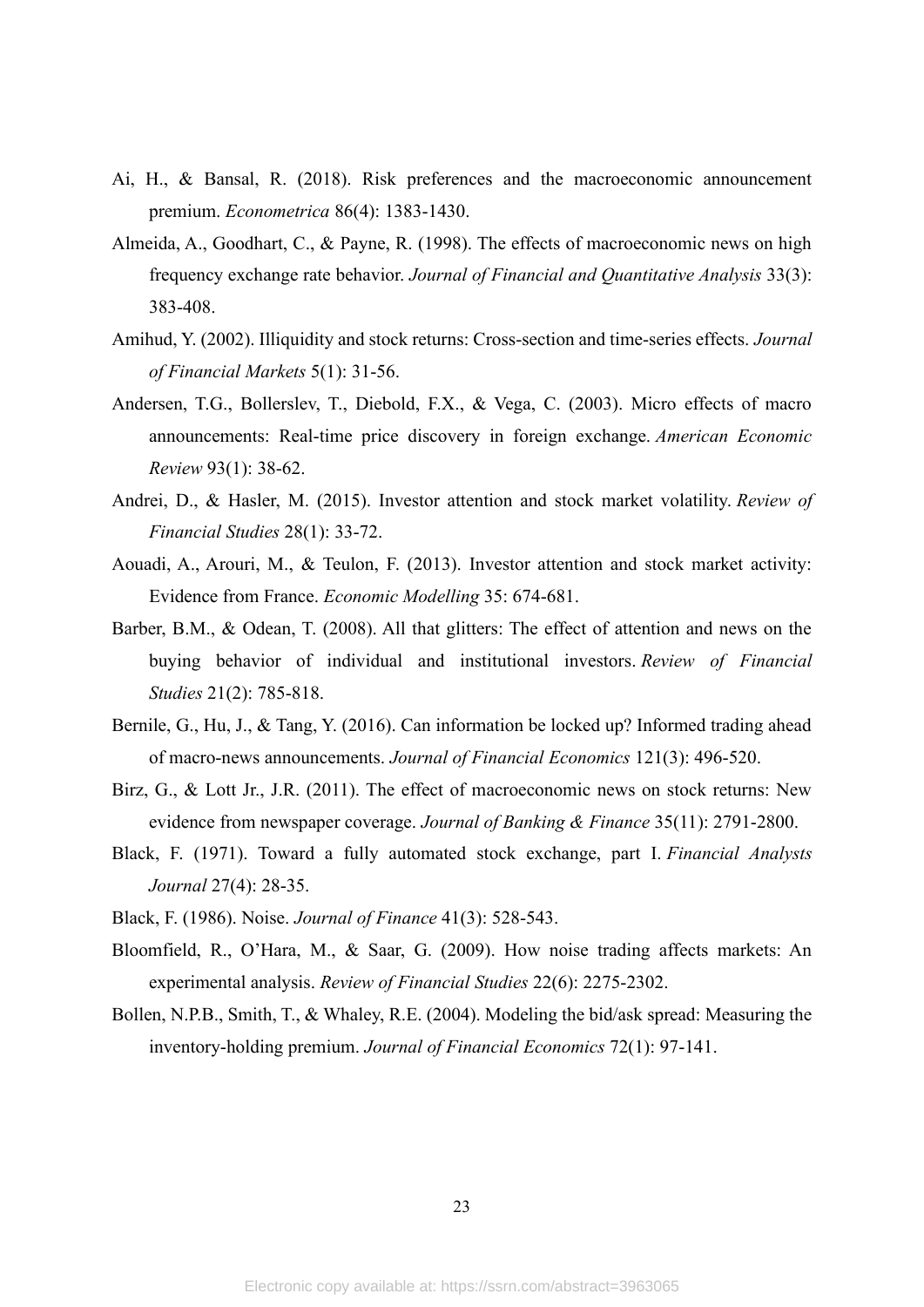Ai, H., & Bansal, R. (2018). Risk preferences and the macroeconomic announcement premium. *Econometrica* 86(4): 1383-1430.

Almeida, A., Goodhart, C., & Payne, R. (1998). The effects of macroeconomic news on high frequency exchange rate behavior. *Journal of Financial and Quantitative Analysis* 33(3): 383-408.

Amihud, Y. (2002). Illiquidity and stock returns: Cross-section and time-series effects. *Journal of Financial Markets* 5(1): 31-56.

Andersen, T.G., Bollerslev, T., Diebold, F.X., & Vega, C. (2003). Micro effects of macro announcements: Real-time price discovery in foreign exchange. *American Economic Review* 93(1): 38-62.

Andrei, D., & Hasler, M. (2015). Investor attention and stock market volatility. *Review of Financial Studies* 28(1): 33-72.

Aouadi, A., Arouri, M., & Teulon, F. (2013). Investor attention and stock market activity: Evidence from France. *Economic Modelling* 35: 674-681.

Barber, B.M., & Odean, T. (2008). All that glitters: The effect of attention and news on the buying behavior of individual and institutional investors. *Review of Financial Studies* 21(2): 785-818.

Bernile, G., Hu, J., & Tang, Y. (2016). Can information be locked up? Informed trading ahead of macro-news announcements. *Journal of Financial Economics* 121(3): 496-520.

Birz, G., & Lott Jr., J.R. (2011). The effect of macroeconomic news on stock returns: New evidence from newspaper coverage. *Journal of Banking & Finance* 35(11): 2791-2800.

Black, F. (1971). Toward a fully automated stock exchange, part I. *Financial Analysts Journal* 27(4): 28-35.

Black, F. (1986). Noise. *Journal of Finance* 41(3): 528-543.

Bloomfield, R., O'Hara, M., & Saar, G. (2009). How noise trading affects markets: An experimental analysis. *Review of Financial Studies* 22(6): 2275-2302.

Bollen, N.P.B., Smith, T., & Whaley, R.E. (2004). Modeling the bid/ask spread: Measuring the inventory-holding premium. *Journal of Financial Economics* 72(1): 97-141.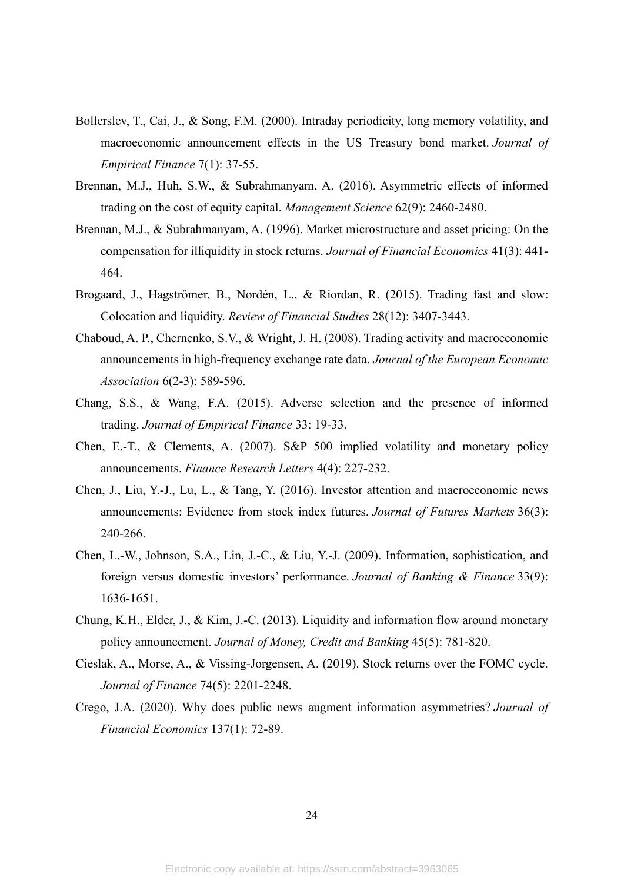Bollerslev, T., Cai, J., & Song, F.M. (2000). Intraday periodicity, long memory volatility, and macroeconomic announcement effects in the US Treasury bond market. *Journal of Empirical Finance* 7(1): 37-55.

Brennan, M.J., Huh, S.W., & Subrahmanyam, A. (2016). Asymmetric effects of informed trading on the cost of equity capital. *Management Science* 62(9): 2460-2480.

Brennan, M.J., & Subrahmanyam, A. (1996). Market microstructure and asset pricing: On the compensation for illiquidity in stock returns. *Journal of Financial Economics* 41(3): 441-464.

Brogaard, J., Hagströmer, B., Nordén, L., & Riordan, R. (2015). Trading fast and slow: Colocation and liquidity. *Review of Financial Studies* 28(12): 3407-3443.

Chaboud, A. P., Chernenko, S.V., & Wright, J. H. (2008). Trading activity and macroeconomic announcements in high-frequency exchange rate data. *Journal of the European Economic Association* 6(2-3): 589-596.

Chang, S.S., & Wang, F.A. (2015). Adverse selection and the presence of informed trading. *Journal of Empirical Finance* 33: 19-33.

Chen, E.-T., & Clements, A. (2007). S&P 500 implied volatility and monetary policy announcements. *Finance Research Letters* 4(4): 227-232.

Chen, J., Liu, Y.-J., Lu, L., & Tang, Y. (2016). Investor attention and macroeconomic news announcements: Evidence from stock index futures. *Journal of Futures Markets* 36(3): 240-266.

Chen, L.-W., Johnson, S.A., Lin, J.-C., & Liu, Y.-J. (2009). Information, sophistication, and foreign versus domestic investors' performance. *Journal of Banking & Finance* 33(9): 1636-1651.

Chung, K.H., Elder, J., & Kim, J.-C. (2013). Liquidity and information flow around monetary policy announcement. *Journal of Money, Credit and Banking* 45(5): 781-820.

Cieslak, A., Morse, A., & Vissing-Jorgensen, A. (2019). Stock returns over the FOMC cycle. *Journal of Finance* 74(5): 2201-2248.

Crego, J.A. (2020). Why does public news augment information asymmetries? *Journal of Financial Economics* 137(1): 72-89.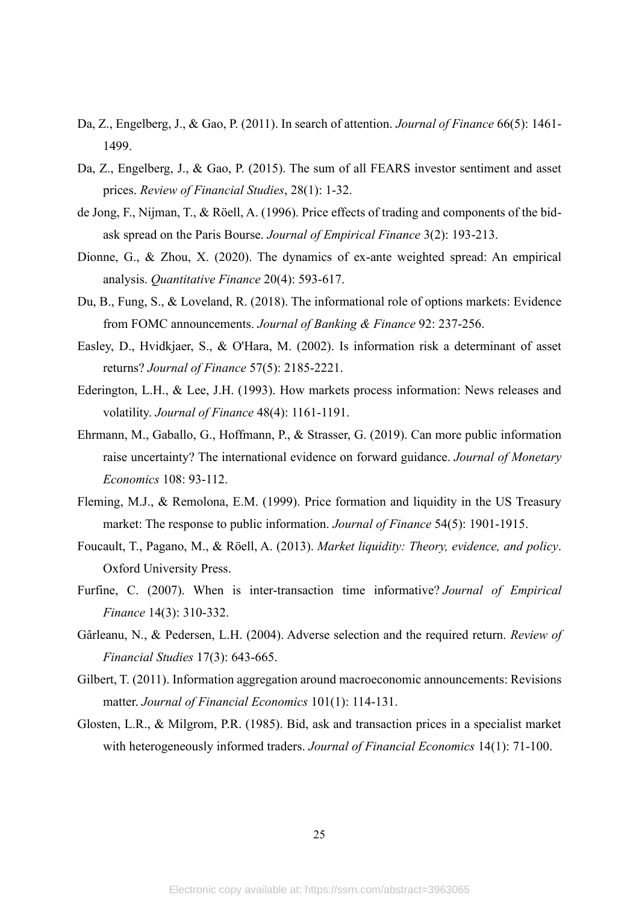Da, Z., Engelberg, J., & Gao, P. (2011). In search of attention. *Journal of Finance* 66(5): 1461-1499.

Da, Z., Engelberg, J., & Gao, P. (2015). The sum of all FEARS investor sentiment and asset prices. *Review of Financial Studies*, 28(1): 1-32.

de Jong, F., Nijman, T., & Röell, A. (1996). Price effects of trading and components of the bid-ask spread on the Paris Bourse. *Journal of Empirical Finance* 3(2): 193-213.

Dionne, G., & Zhou, X. (2020). The dynamics of ex-ante weighted spread: An empirical analysis. *Quantitative Finance* 20(4): 593-617.

Du, B., Fung, S., & Loveland, R. (2018). The informational role of options markets: Evidence from FOMC announcements. *Journal of Banking & Finance* 92: 237-256.

Easley, D., Hvidkjaer, S., & O'Hara, M. (2002). Is information risk a determinant of asset returns? *Journal of Finance* 57(5): 2185-2221.

Ederington, L.H., & Lee, J.H. (1993). How markets process information: News releases and volatility. *Journal of Finance* 48(4): 1161-1191.

Ehrmann, M., Gaballo, G., Hoffmann, P., & Strasser, G. (2019). Can more public information raise uncertainty? The international evidence on forward guidance. *Journal of Monetary Economics* 108: 93-112.

Fleming, M.J., & Remolona, E.M. (1999). Price formation and liquidity in the US Treasury market: The response to public information. *Journal of Finance* 54(5): 1901-1915.

Foucault, T., Pagano, M., & Röell, A. (2013). *Market liquidity: Theory, evidence, and policy*. Oxford University Press.

Furfine, C. (2007). When is inter-transaction time informative? *Journal of Empirical Finance* 14(3): 310-332.

Gârleanu, N., & Pedersen, L.H. (2004). Adverse selection and the required return. *Review of Financial Studies* 17(3): 643-665.

Gilbert, T. (2011). Information aggregation around macroeconomic announcements: Revisions matter. *Journal of Financial Economics* 101(1): 114-131.

Glosten, L.R., & Milgrom, P.R. (1985). Bid, ask and transaction prices in a specialist market with heterogeneously informed traders. *Journal of Financial Economics* 14(1): 71-100.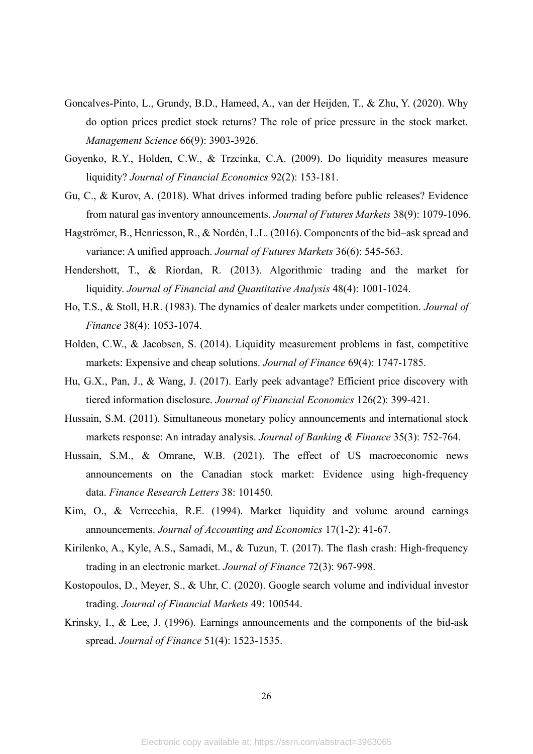Goncalves-Pinto, L., Grundy, B.D., Hameed, A., van der Heijden, T., & Zhu, Y. (2020). Why do option prices predict stock returns? The role of price pressure in the stock market. *Management Science* 66(9): 3903-3926.

Goyenko, R.Y., Holden, C.W., & Trzcinka, C.A. (2009). Do liquidity measures measure liquidity? *Journal of Financial Economics* 92(2): 153-181.

Gu, C., & Kurov, A. (2018). What drives informed trading before public releases? Evidence from natural gas inventory announcements. *Journal of Futures Markets* 38(9): 1079-1096.

Hagströmer, B., Henricsson, R., & Nordén, L.L. (2016). Components of the bid–ask spread and variance: A unified approach. *Journal of Futures Markets* 36(6): 545-563.

Hendershott, T., & Riordan, R. (2013). Algorithmic trading and the market for liquidity. *Journal of Financial and Quantitative Analysis* 48(4): 1001-1024.

Ho, T.S., & Stoll, H.R. (1983). The dynamics of dealer markets under competition. *Journal of Finance* 38(4): 1053-1074.

Holden, C.W., & Jacobsen, S. (2014). Liquidity measurement problems in fast, competitive markets: Expensive and cheap solutions. *Journal of Finance* 69(4): 1747-1785.

Hu, G.X., Pan, J., & Wang, J. (2017). Early peek advantage? Efficient price discovery with tiered information disclosure. *Journal of Financial Economics* 126(2): 399-421.

Hussain, S.M. (2011). Simultaneous monetary policy announcements and international stock markets response: An intraday analysis. *Journal of Banking & Finance* 35(3): 752-764.

Hussain, S.M., & Omrane, W.B. (2021). The effect of US macroeconomic news announcements on the Canadian stock market: Evidence using high-frequency data. *Finance Research Letters* 38: 101450.

Kim, O., & Verrecchia, R.E. (1994). Market liquidity and volume around earnings announcements. *Journal of Accounting and Economics* 17(1-2): 41-67.

Kirilenko, A., Kyle, A.S., Samadi, M., & Tuzun, T. (2017). The flash crash: High-frequency trading in an electronic market. *Journal of Finance* 72(3): 967-998.

Kostopoulos, D., Meyer, S., & Uhr, C. (2020). Google search volume and individual investor trading. *Journal of Financial Markets* 49: 100544.

Krinsky, I., & Lee, J. (1996). Earnings announcements and the components of the bid-ask spread. *Journal of Finance* 51(4): 1523-1535.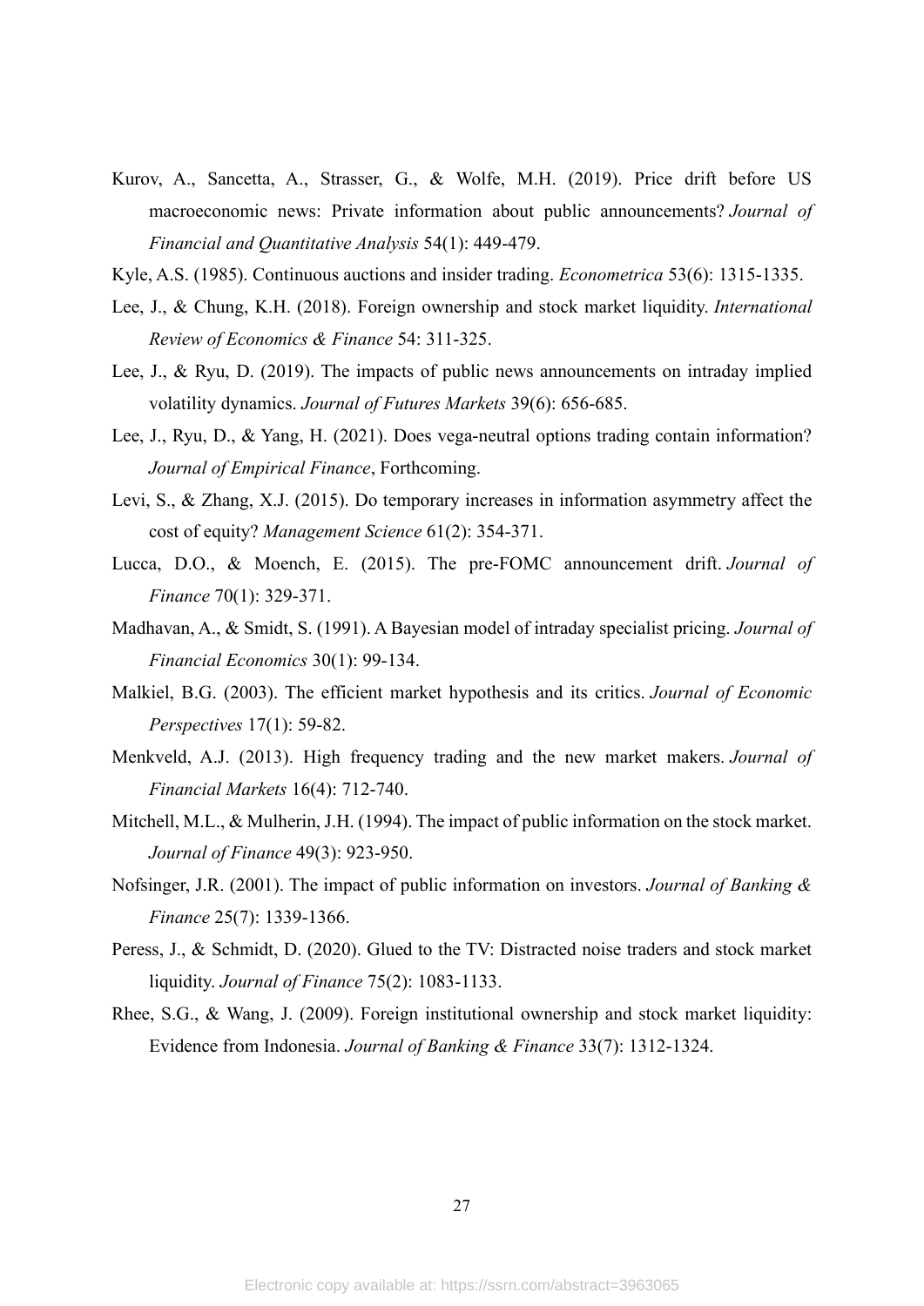Kurov, A., Sancetta, A., Strasser, G., & Wolfe, M.H. (2019). Price drift before US macroeconomic news: Private information about public announcements? *Journal of Financial and Quantitative Analysis* 54(1): 449-479.

Kyle, A.S. (1985). Continuous auctions and insider trading. *Econometrica* 53(6): 1315-1335.

Lee, J., & Chung, K.H. (2018). Foreign ownership and stock market liquidity. *International Review of Economics & Finance* 54: 311-325.

Lee, J., & Ryu, D. (2019). The impacts of public news announcements on intraday implied volatility dynamics. *Journal of Futures Markets* 39(6): 656-685.

Lee, J., Ryu, D., & Yang, H. (2021). Does vega-neutral options trading contain information? *Journal of Empirical Finance*, Forthcoming.

Levi, S., & Zhang, X.J. (2015). Do temporary increases in information asymmetry affect the cost of equity? *Management Science* 61(2): 354-371.

Lucca, D.O., & Moench, E. (2015). The pre-FOMC announcement drift. *Journal of Finance* 70(1): 329-371.

Madhavan, A., & Smidt, S. (1991). A Bayesian model of intraday specialist pricing. *Journal of Financial Economics* 30(1): 99-134.

Malkiel, B.G. (2003). The efficient market hypothesis and its critics. *Journal of Economic Perspectives* 17(1): 59-82.

Menkveld, A.J. (2013). High frequency trading and the new market makers. *Journal of Financial Markets* 16(4): 712-740.

Mitchell, M.L., & Mulherin, J.H. (1994). The impact of public information on the stock market. *Journal of Finance* 49(3): 923-950.

Nofsinger, J.R. (2001). The impact of public information on investors. *Journal of Banking & Finance* 25(7): 1339-1366.

Peress, J., & Schmidt, D. (2020). Glued to the TV: Distracted noise traders and stock market liquidity. *Journal of Finance* 75(2): 1083-1133.

Rhee, S.G., & Wang, J. (2009). Foreign institutional ownership and stock market liquidity: Evidence from Indonesia. *Journal of Banking & Finance* 33(7): 1312-1324.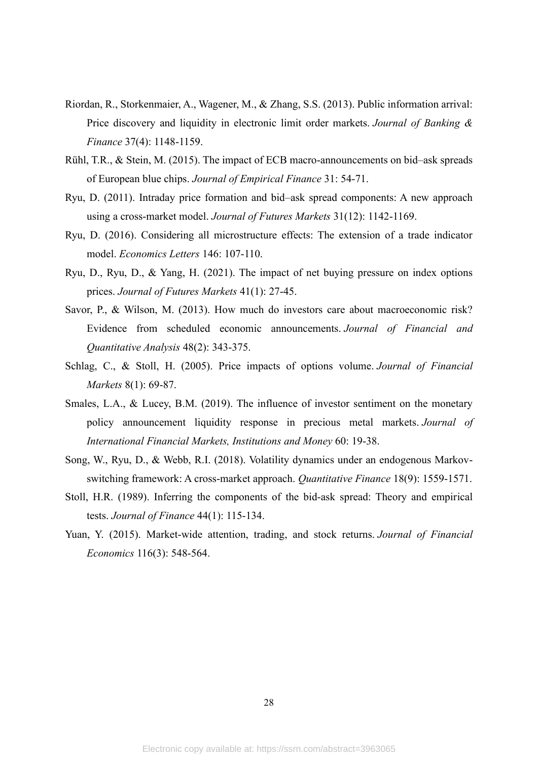Riordan, R., Storkenmaier, A., Wagener, M., & Zhang, S.S. (2013). Public information arrival: Price discovery and liquidity in electronic limit order markets. *Journal of Banking & Finance* 37(4): 1148-1159.

Rühl, T.R., & Stein, M. (2015). The impact of ECB macro-announcements on bid–ask spreads of European blue chips. *Journal of Empirical Finance* 31: 54-71.

Ryu, D. (2011). Intraday price formation and bid–ask spread components: A new approach using a cross-market model. *Journal of Futures Markets* 31(12): 1142-1169.

Ryu, D. (2016). Considering all microstructure effects: The extension of a trade indicator model. *Economics Letters* 146: 107-110.

Ryu, D., Ryu, D., & Yang, H. (2021). The impact of net buying pressure on index options prices. *Journal of Futures Markets* 41(1): 27-45.

Savor, P., & Wilson, M. (2013). How much do investors care about macroeconomic risk? Evidence from scheduled economic announcements. *Journal of Financial and Quantitative Analysis* 48(2): 343-375.

Schlag, C., & Stoll, H. (2005). Price impacts of options volume. *Journal of Financial Markets* 8(1): 69-87.

Smales, L.A., & Lucey, B.M. (2019). The influence of investor sentiment on the monetary policy announcement liquidity response in precious metal markets. *Journal of International Financial Markets, Institutions and Money* 60: 19-38.

Song, W., Ryu, D., & Webb, R.I. (2018). Volatility dynamics under an endogenous Markov-switching framework: A cross-market approach. *Quantitative Finance* 18(9): 1559-1571.

Stoll, H.R. (1989). Inferring the components of the bid-ask spread: Theory and empirical tests. *Journal of Finance* 44(1): 115-134.

Yuan, Y. (2015). Market-wide attention, trading, and stock returns. *Journal of Financial Economics* 116(3): 548-564.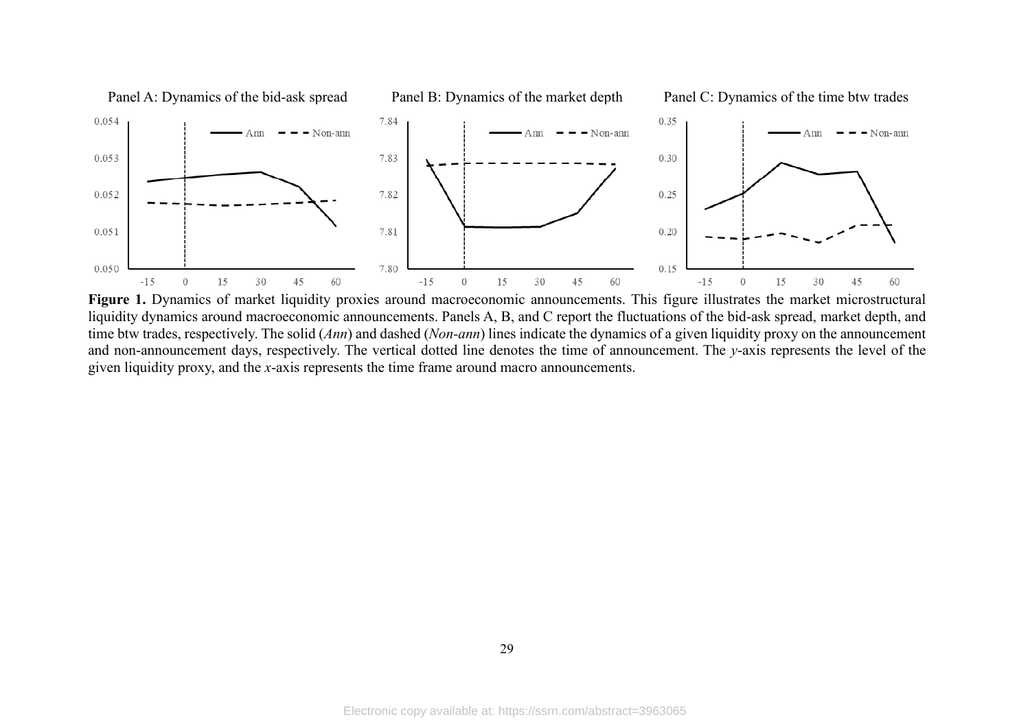**Figure 1.** Dynamics of market liquidity proxies around macroeconomic announcements. This figure illustrates the market microstructural liquidity dynamics around macroeconomic announcements. Panels A, B, and C report the fluctuations of the bid-ask spread, market depth, and time btw trades, respectively. The solid (*Ann*) and dashed (*Non-ann*) lines indicate the dynamics of a given liquidity proxy on the announcement and non-announcement days, respectively. The vertical dotted line denotes the time of announcement. The *y*-axis represents the level of the given liquidity proxy, and the *x*-axis represents the time frame around macro announcements.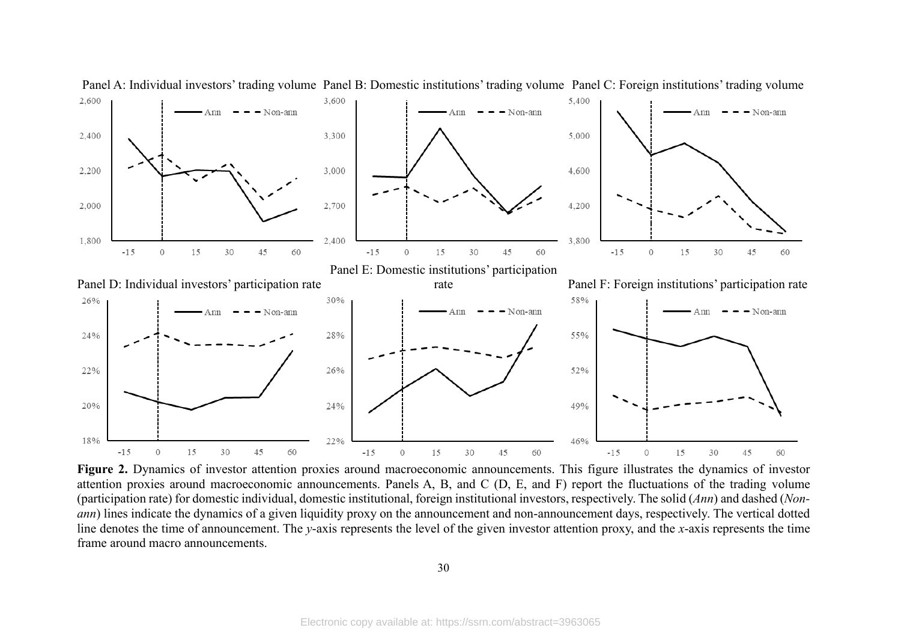**Figure 2.** Dynamics of investor attention proxies around macroeconomic announcements. This figure illustrates the dynamics of investor attention proxies around macroeconomic announcements. Panels A, B, and C (D, E, and F) report the fluctuations of the trading volume (participation rate) for domestic individual, domestic institutional, foreign institutional investors, respectively. The solid (*Ann*) and dashed (*Non-ann*) lines indicate the dynamics of a given liquidity proxy on the announcement and non-announcement days, respectively. The vertical dotted line denotes the time of announcement. The *y*-axis represents the level of the given investor attention proxy, and the *x*-axis represents the time frame around macro announcements.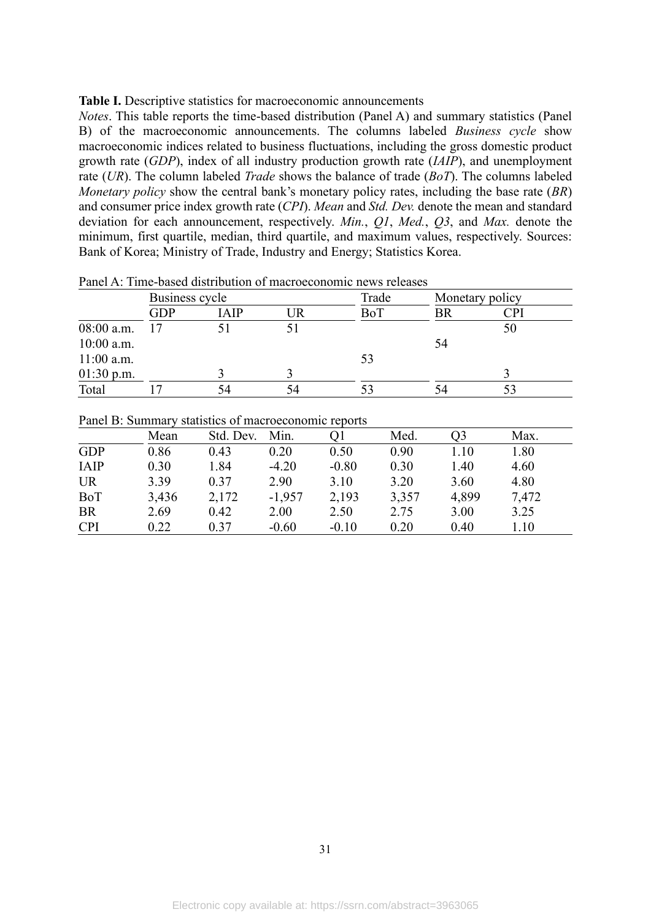**Table I.** Descriptive statistics for macroeconomic announcements

*Notes*. This table reports the time-based distribution (Panel A) and summary statistics (Panel B) of the macroeconomic announcements. The columns labeled *Business cycle* show macroeconomic indices related to business fluctuations, including the gross domestic product growth rate (*GDP*), index of all industry production growth rate (*IAIP*), and unemployment rate (*UR*). The column labeled *Trade* shows the balance of trade (*BoT*). The columns labeled *Monetary policy* show the central bank's monetary policy rates, including the base rate (*BR*) and consumer price index growth rate (*CPI*). *Mean* and *Std. Dev.* denote the mean and standard deviation for each announcement, respectively. *Min.*, *Q1*, *Med.*, *Q3*, and *Max.* denote the minimum, first quartile, median, third quartile, and maximum values, respectively. Sources: Bank of Korea; Ministry of Trade, Industry and Energy; Statistics Korea.

Panel A: Time-based distribution of macroeconomic news releases

| | Business cycle | | | Trade | Monetary policy | |
|---|---|---|---|---|---|---|
| | GDP | IAIP | UR | BoT | BR | CPI |
| 08:00 a.m. | 17 | 51 | 51 | | | 50 |
| 10:00 a.m. | | | | | 54 | |
| 11:00 a.m. | | | | 53 | | |
| 01:30 p.m. | | 3 | 3 | | | 3 |
| Total | 17 | 54 | 54 | 53 | 54 | 53 |

Panel B: Summary statistics of macroeconomic reports

| | Mean | Std. Dev. | Min. | Q1 | Med. | Q3 | Max. |
|---|---|---|---|---|---|---|---|
| GDP | 0.86 | 0.43 | 0.20 | 0.50 | 0.90 | 1.10 | 1.80 |
| IAIP | 0.30 | 1.84 | -4.20 | -0.80 | 0.30 | 1.40 | 4.60 |
| UR | 3.39 | 0.37 | 2.90 | 3.10 | 3.20 | 3.60 | 4.80 |
| BoT | 3,436 | 2,172 | -1,957 | 2,193 | 3,357 | 4,899 | 7,472 |
| BR | 2.69 | 0.42 | 2.00 | 2.50 | 2.75 | 3.00 | 3.25 |
| CPI | 0.22 | 0.37 | -0.60 | -0.10 | 0.20 | 0.40 | 1.10 |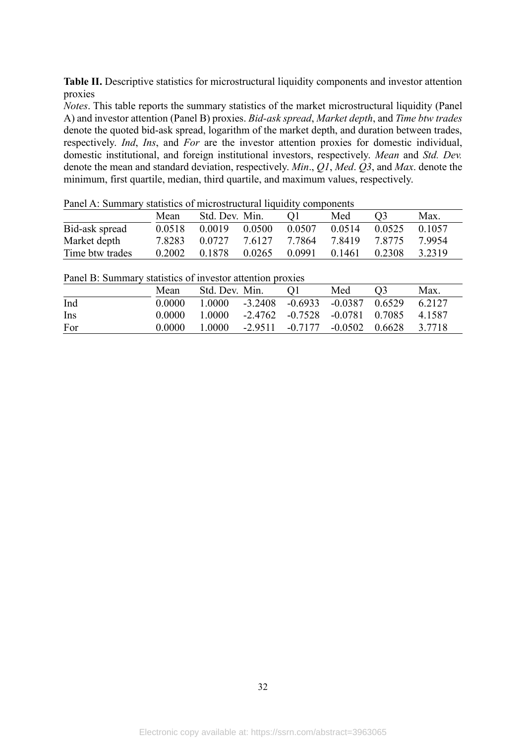**Table II.** Descriptive statistics for microstructural liquidity components and investor attention proxies

*Notes*. This table reports the summary statistics of the market microstructural liquidity (Panel A) and investor attention (Panel B) proxies. *Bid-ask spread*, *Market depth*, and *Time btw trades* denote the quoted bid-ask spread, logarithm of the market depth, and duration between trades, respectively. *Ind*, *Ins*, and *For* are the investor attention proxies for domestic individual, domestic institutional, and foreign institutional investors, respectively. *Mean* and *Std. Dev.* denote the mean and standard deviation, respectively. *Min*., *Q1*, *Med*. *Q3*, and *Max*. denote the minimum, first quartile, median, third quartile, and maximum values, respectively.

Panel A: Summary statistics of microstructural liquidity components

| | Mean | Std. Dev. | Min. | Q1 | Med | Q3 | Max. |
|---|---|---|---|---|---|---|---|
| Bid-ask spread | 0.0518 | 0.0019 | 0.0500 | 0.0507 | 0.0514 | 0.0525 | 0.1057 |
| Market depth | 7.8283 | 0.0727 | 7.6127 | 7.7864 | 7.8419 | 7.8775 | 7.9954 |
| Time btw trades | 0.2002 | 0.1878 | 0.0265 | 0.0991 | 0.1461 | 0.2308 | 3.2319 |

Panel B: Summary statistics of investor attention proxies

| | Mean | Std. Dev. | Min. | Q1 | Med | Q3 | Max. |
|---|---|---|---|---|---|---|---|
| Ind | 0.0000 | 1.0000 | -3.2408 | -0.6933 | -0.0387 | 0.6529 | 6.2127 |
| Ins | 0.0000 | 1.0000 | -2.4762 | -0.7528 | -0.0781 | 0.7085 | 4.1587 |
| For | 0.0000 | 1.0000 | -2.9511 | -0.7177 | -0.0502 | 0.6628 | 3.7718 |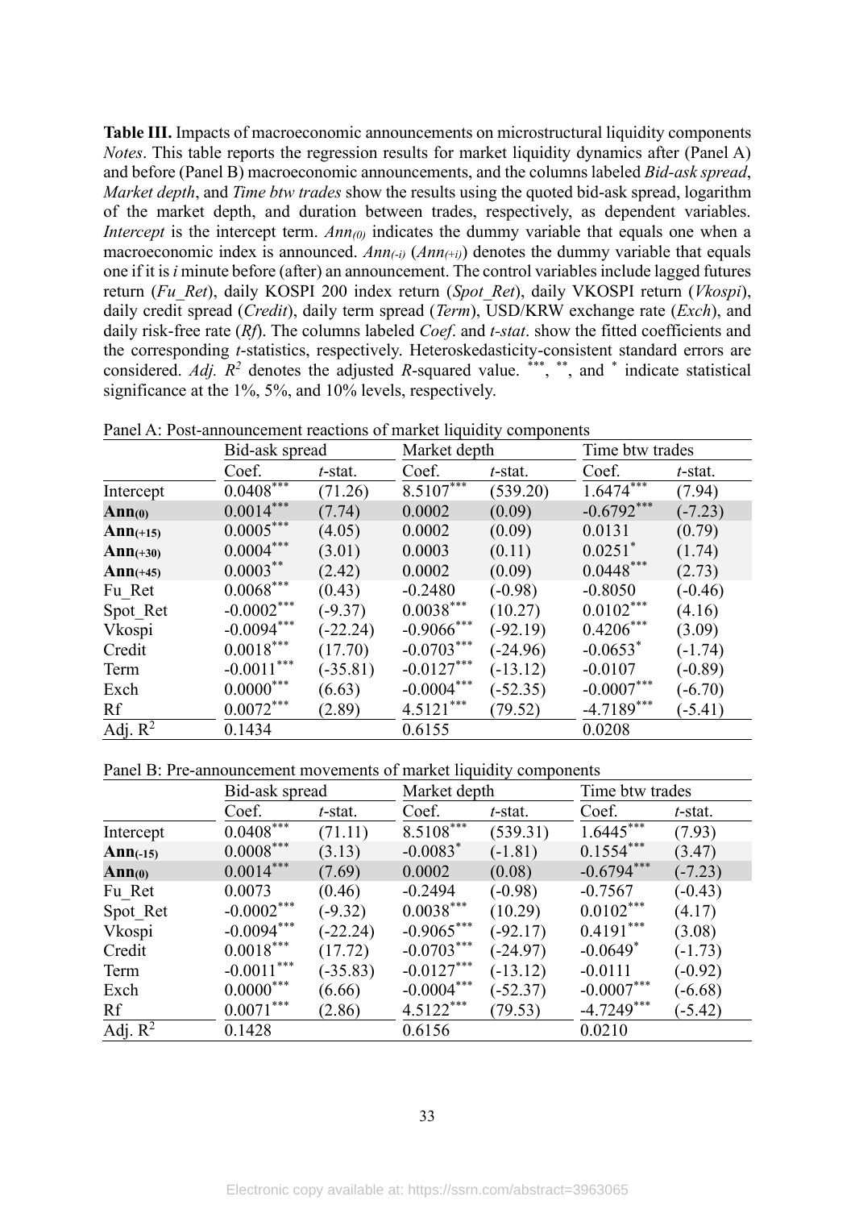**Table III.** Impacts of macroeconomic announcements on microstructural liquidity components

*Notes*. This table reports the regression results for market liquidity dynamics after (Panel A) and before (Panel B) macroeconomic announcements, and the columns labeled *Bid-ask spread*, *Market depth*, and *Time btw trades* show the results using the quoted bid-ask spread, logarithm of the market depth, and duration between trades, respectively, as dependent variables. *Intercept* is the intercept term. $Ann_{(0)}$ indicates the dummy variable that equals one when a macroeconomic index is announced. $Ann_{(-i)}$ ($Ann_{(+i)}$) denotes the dummy variable that equals one if it is *i* minute before (after) an announcement. The control variables include lagged futures return (*Fu_Ret*), daily KOSPI 200 index return (*Spot_Ret*), daily VKOSPI return (*Vkospi*), daily credit spread (*Credit*), daily term spread (*Term*), USD/KRW exchange rate (*Exch*), and daily risk-free rate (*Rf*). The columns labeled *Coef*. and *t-stat*. show the fitted coefficients and the corresponding *t*-statistics, respectively. Heteroskedasticity-consistent standard errors are considered. *Adj.* $R^2$ denotes the adjusted *R*-squared value. ***, **, and * indicate statistical significance at the 1%, 5%, and 10% levels, respectively.

Panel A: Post-announcement reactions of market liquidity components

| | Bid-ask spread | | Market depth | | Time btw trades | |
|---|---|---|---|---|---|---|
| | Coef. | *t*-stat. | Coef. | *t*-stat. | Coef. | *t*-stat. |
| Intercept | 0.0408*** | (71.26) | 8.5107*** | (539.20) | 1.6474*** | (7.94) |
| **$Ann_{(0)}$** | 0.0014*** | (7.74) | 0.0002 | (0.09) | -0.6792*** | (-7.23) |
| **$Ann_{(+15)}$** | 0.0005*** | (4.05) | 0.0002 | (0.09) | 0.0131 | (0.79) |
| **$Ann_{(+30)}$** | 0.0004*** | (3.01) | 0.0003 | (0.11) | 0.0251* | (1.74) |
| **$Ann_{(+45)}$** | 0.0003** | (2.42) | 0.0002 | (0.09) | 0.0448*** | (2.73) |
| Fu_Ret | 0.0068*** | (0.43) | -0.2480 | (-0.98) | -0.8050 | (-0.46) |
| Spot_Ret | -0.0002*** | (-9.37) | 0.0038*** | (10.27) | 0.0102*** | (4.16) |
| Vkospi | -0.0094*** | (-22.24) | -0.9066*** | (-92.19) | 0.4206*** | (3.09) |
| Credit | 0.0018*** | (17.70) | -0.0703*** | (-24.96) | -0.0653* | (-1.74) |
| Term | -0.0011*** | (-35.81) | -0.0127*** | (-13.12) | -0.0107 | (-0.89) |
| Exch | 0.0000*** | (6.63) | -0.0004*** | (-52.35) | -0.0007*** | (-6.70) |
| Rf | 0.0072*** | (2.89) | 4.5121*** | (79.52) | -4.7189*** | (-5.41) |
| Adj. $R^2$ | 0.1434 | | 0.6155 | | 0.0208 | |

Panel B: Pre-announcement movements of market liquidity components

| | Bid-ask spread | | Market depth | | Time btw trades | |
|---|---|---|---|---|---|---|
| | Coef. | *t*-stat. | Coef. | *t*-stat. | Coef. | *t*-stat. |
| Intercept | 0.0408*** | (71.11) | 8.5108*** | (539.31) | 1.6445*** | (7.93) |
| **$Ann_{(-15)}$** | 0.0008*** | (3.13) | -0.0083* | (-1.81) | 0.1554*** | (3.47) |
| **$Ann_{(0)}$** | 0.0014*** | (7.69) | 0.0002 | (0.08) | -0.6794*** | (-7.23) |
| Fu_Ret | 0.0073 | (0.46) | -0.2494 | (-0.98) | -0.7567 | (-0.43) |
| Spot_Ret | -0.0002*** | (-9.32) | 0.0038*** | (10.29) | 0.0102*** | (4.17) |
| Vkospi | -0.0094*** | (-22.24) | -0.9065*** | (-92.17) | 0.4191*** | (3.08) |
| Credit | 0.0018*** | (17.72) | -0.0703*** | (-24.97) | -0.0649* | (-1.73) |
| Term | -0.0011*** | (-35.83) | -0.0127*** | (-13.12) | -0.0111 | (-0.92) |
| Exch | 0.0000*** | (6.66) | -0.0004*** | (-52.37) | -0.0007*** | (-6.68) |
| Rf | 0.0071*** | (2.86) | 4.5122*** | (79.53) | -4.7249*** | (-5.42) |
| Adj. $R^2$ | 0.1428 | | 0.6156 | | 0.0210 | |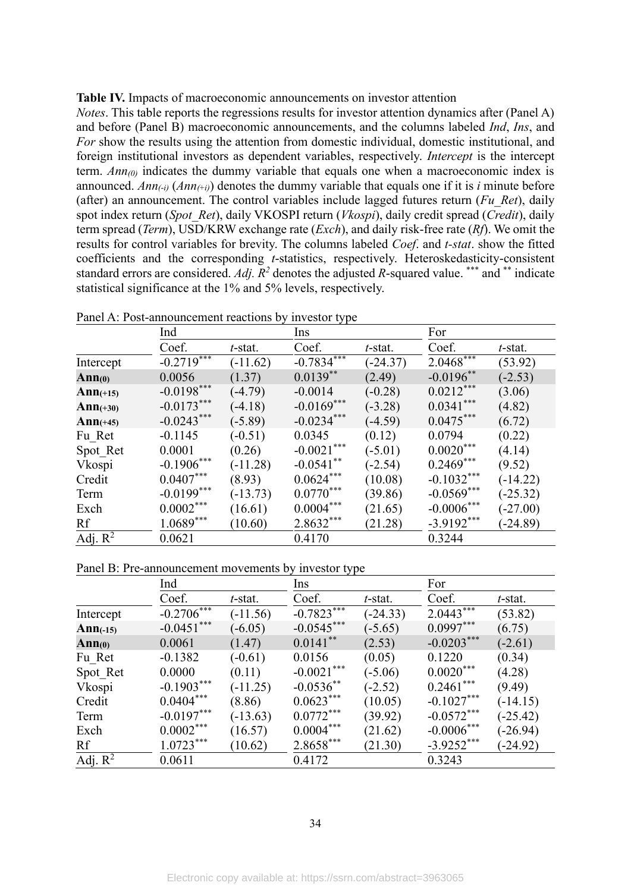**Table IV.** Impacts of macroeconomic announcements on investor attention

*Notes*. This table reports the regressions results for investor attention dynamics after (Panel A) and before (Panel B) macroeconomic announcements, and the columns labeled *Ind*, *Ins*, and *For* show the results using the attention from domestic individual, domestic institutional, and foreign institutional investors as dependent variables, respectively. *Intercept* is the intercept term. $Ann_{(0)}$ indicates the dummy variable that equals one when a macroeconomic index is announced. $Ann_{(-i)}$ ($Ann_{(+i)}$) denotes the dummy variable that equals one if it is *i* minute before (after) an announcement. The control variables include lagged futures return (*Fu_Ret*), daily spot index return (*Spot_Ret*), daily VKOSPI return (*Vkospi*), daily credit spread (*Credit*), daily term spread (*Term*), USD/KRW exchange rate (*Exch*), and daily risk-free rate (*Rf*). We omit the results for control variables for brevity. The columns labeled *Coef*. and *t-stat*. show the fitted coefficients and the corresponding *t*-statistics, respectively. Heteroskedasticity-consistent standard errors are considered. *Adj.* $R^2$ denotes the adjusted *R*-squared value. $^{***}$ and $^{**}$ indicate statistical significance at the 1% and 5% levels, respectively.

Panel A: Post-announcement reactions by investor type

| | Ind | | Ins | | For | |
|---|---|---|---|---|---|---|
| | Coef. | *t*-stat. | Coef. | *t*-stat. | Coef. | *t*-stat. |
| Intercept | -0.2719$^{***}$ | (-11.62) | -0.7834$^{***}$ | (-24.37) | 2.0468$^{***}$ | (53.92) |
| **Ann$_{(0)}$** | 0.0056 | (1.37) | 0.0139$^{**}$ | (2.49) | -0.0196$^{**}$ | (-2.53) |
| **Ann$_{(+15)}$** | -0.0198$^{***}$ | (-4.79) | -0.0014 | (-0.28) | 0.0212$^{***}$ | (3.06) |
| **Ann$_{(+30)}$** | -0.0173$^{***}$ | (-4.18) | -0.0169$^{***}$ | (-3.28) | 0.0341$^{***}$ | (4.82) |
| **Ann$_{(+45)}$** | -0.0243$^{***}$ | (-5.89) | -0.0234$^{***}$ | (-4.59) | 0.0475$^{***}$ | (6.72) |
| Fu_Ret | -0.1145 | (-0.51) | 0.0345 | (0.12) | 0.0794 | (0.22) |
| Spot_Ret | 0.0001 | (0.26) | -0.0021$^{***}$ | (-5.01) | 0.0020$^{***}$ | (4.14) |
| Vkospi | -0.1906$^{***}$ | (-11.28) | -0.0541$^{**}$ | (-2.54) | 0.2469$^{***}$ | (9.52) |
| Credit | 0.0407$^{***}$ | (8.93) | 0.0624$^{***}$ | (10.08) | -0.1032$^{***}$ | (-14.22) |
| Term | -0.0199$^{***}$ | (-13.73) | 0.0770$^{***}$ | (39.86) | -0.0569$^{***}$ | (-25.32) |
| Exch | 0.0002$^{***}$ | (16.61) | 0.0004$^{***}$ | (21.65) | -0.0006$^{***}$ | (-27.00) |
| Rf | 1.0689$^{***}$ | (10.60) | 2.8632$^{***}$ | (21.28) | -3.9192$^{***}$ | (-24.89) |
| Adj. $R^2$ | 0.0621 | | 0.4170 | | 0.3244 | |

Panel B: Pre-announcement movements by investor type

| | Ind | | Ins | | For | |
|---|---|---|---|---|---|---|
| | Coef. | *t*-stat. | Coef. | *t*-stat. | Coef. | *t*-stat. |
| Intercept | -0.2706$^{***}$ | (-11.56) | -0.7823$^{***}$ | (-24.33) | 2.0443$^{***}$ | (53.82) |
| **Ann$_{(-15)}$** | -0.0451$^{***}$ | (-6.05) | -0.0545$^{***}$ | (-5.65) | 0.0997$^{***}$ | (6.75) |
| **Ann$_{(0)}$** | 0.0061 | (1.47) | 0.0141$^{**}$ | (2.53) | -0.0203$^{***}$ | (-2.61) |
| Fu_Ret | -0.1382 | (-0.61) | 0.0156 | (0.05) | 0.1220 | (0.34) |
| Spot_Ret | 0.0000 | (0.11) | -0.0021$^{***}$ | (-5.06) | 0.0020$^{***}$ | (4.28) |
| Vkospi | -0.1903$^{***}$ | (-11.25) | -0.0536$^{**}$ | (-2.52) | 0.2461$^{***}$ | (9.49) |
| Credit | 0.0404$^{***}$ | (8.86) | 0.0623$^{***}$ | (10.05) | -0.1027$^{***}$ | (-14.15) |
| Term | -0.0197$^{***}$ | (-13.63) | 0.0772$^{***}$ | (39.92) | -0.0572$^{***}$ | (-25.42) |
| Exch | 0.0002$^{***}$ | (16.57) | 0.0004$^{***}$ | (21.62) | -0.0006$^{***}$ | (-26.94) |
| Rf | 1.0723$^{***}$ | (10.62) | 2.8658$^{***}$ | (21.30) | -3.9252$^{***}$ | (-24.92) |
| Adj. $R^2$ | 0.0611 | | 0.4172 | | 0.3243 | |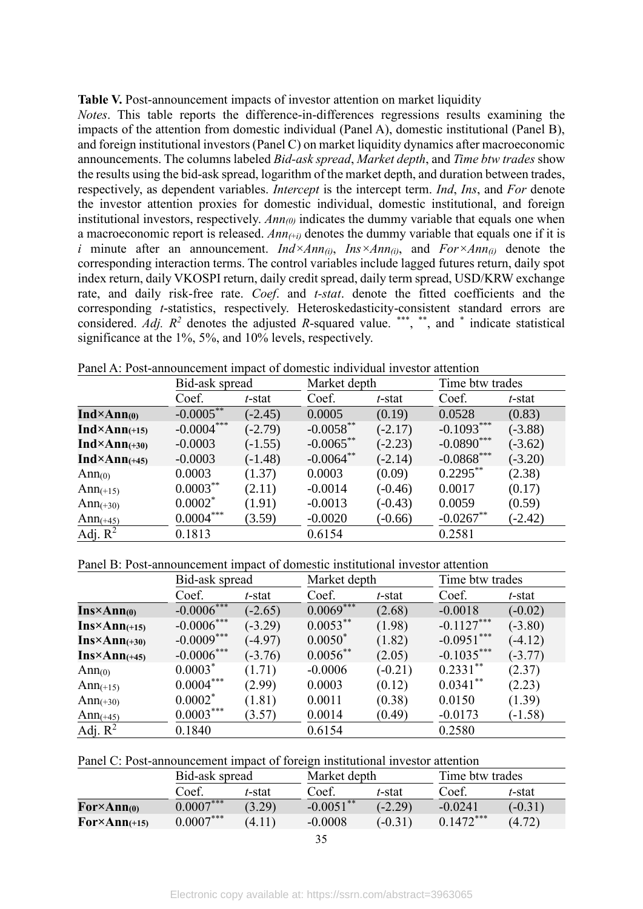**Table V.** Post-announcement impacts of investor attention on market liquidity

*Notes*. This table reports the difference-in-differences regressions results examining the impacts of the attention from domestic individual (Panel A), domestic institutional (Panel B), and foreign institutional investors (Panel C) on market liquidity dynamics after macroeconomic announcements. The columns labeled *Bid-ask spread*, *Market depth*, and *Time btw trades* show the results using the bid-ask spread, logarithm of the market depth, and duration between trades, respectively, as dependent variables. *Intercept* is the intercept term. *Ind*, *Ins*, and *For* denote the investor attention proxies for domestic individual, domestic institutional, and foreign institutional investors, respectively. $Ann_{(0)}$ indicates the dummy variable that equals one when a macroeconomic report is released. $Ann_{(+i)}$ denotes the dummy variable that equals one if it is $i$ minute after an announcement. $Ind \times Ann_{(i)}$, $Ins \times Ann_{(i)}$, and $For \times Ann_{(i)}$ denote the corresponding interaction terms. The control variables include lagged futures return, daily spot index return, daily VKOSPI return, daily credit spread, daily term spread, USD/KRW exchange rate, and daily risk-free rate. *Coef*. and *t-stat*. denote the fitted coefficients and the corresponding *t*-statistics, respectively. Heteroskedasticity-consistent standard errors are considered. *Adj.* $R^2$ denotes the adjusted *R*-squared value. $^{***}$, $^{**}$, and $^{*}$ indicate statistical significance at the 1%, 5%, and 10% levels, respectively.

Panel A: Post-announcement impact of domestic individual investor attention

| | Bid-ask spread | | Market depth | | Time btw trades | |
|---|---|---|---|---|---|---|
| | Coef. | *t*-stat | Coef. | *t*-stat | Coef. | *t*-stat |
| **Ind×Ann$_{(0)}$** | -0.0005$^{**}$ | (-2.45) | 0.0005 | (0.19) | 0.0528 | (0.83) |
| **Ind×Ann$_{(+15)}$** | -0.0004$^{***}$ | (-2.79) | -0.0058$^{**}$ | (-2.17) | -0.1093$^{***}$ | (-3.88) |
| **Ind×Ann$_{(+30)}$** | -0.0003 | (-1.55) | -0.0065$^{**}$ | (-2.23) | -0.0890$^{***}$ | (-3.62) |
| **Ind×Ann$_{(+45)}$** | -0.0003 | (-1.48) | -0.0064$^{**}$ | (-2.14) | -0.0868$^{***}$ | (-3.20) |
| Ann$_{(0)}$ | 0.0003 | (1.37) | 0.0003 | (0.09) | 0.2295$^{**}$ | (2.38) |
| Ann$_{(+15)}$ | 0.0003$^{**}$ | (2.11) | -0.0014 | (-0.46) | 0.0017 | (0.17) |
| Ann$_{(+30)}$ | 0.0002$^{*}$ | (1.91) | -0.0013 | (-0.43) | 0.0059 | (0.59) |
| Ann$_{(+45)}$ | 0.0004$^{***}$ | (3.59) | -0.0020 | (-0.66) | -0.0267$^{**}$ | (-2.42) |
| Adj. $R^2$ | 0.1813 | | 0.6154 | | 0.2581 | |

Panel B: Post-announcement impact of domestic institutional investor attention

| | Bid-ask spread | | Market depth | | Time btw trades | |
|---|---|---|---|---|---|---|
| | Coef. | *t*-stat | Coef. | *t*-stat | Coef. | *t*-stat |
| **Ins×Ann$_{(0)}$** | -0.0006$^{***}$ | (-2.65) | 0.0069$^{***}$ | (2.68) | -0.0018 | (-0.02) |
| **Ins×Ann$_{(+15)}$** | -0.0006$^{***}$ | (-3.29) | 0.0053$^{**}$ | (1.98) | -0.1127$^{***}$ | (-3.80) |
| **Ins×Ann$_{(+30)}$** | -0.0009$^{***}$ | (-4.97) | 0.0050$^{*}$ | (1.82) | -0.0951$^{***}$ | (-4.12) |
| **Ins×Ann$_{(+45)}$** | -0.0006$^{***}$ | (-3.76) | 0.0056$^{**}$ | (2.05) | -0.1035$^{***}$ | (-3.77) |
| Ann$_{(0)}$ | 0.0003$^{*}$ | (1.71) | -0.0006 | (-0.21) | 0.2331$^{**}$ | (2.37) |
| Ann$_{(+15)}$ | 0.0004$^{***}$ | (2.99) | 0.0003 | (0.12) | 0.0341$^{**}$ | (2.23) |
| Ann$_{(+30)}$ | 0.0002$^{*}$ | (1.81) | 0.0011 | (0.38) | 0.0150 | (1.39) |
| Ann$_{(+45)}$ | 0.0003$^{***}$ | (3.57) | 0.0014 | (0.49) | -0.0173 | (-1.58) |
| Adj. $R^2$ | 0.1840 | | 0.6154 | | 0.2580 | |

Panel C: Post-announcement impact of foreign institutional investor attention

| | Bid-ask spread | | Market depth | | Time btw trades | |
|---|---|---|---|---|---|---|
| | Coef. | *t*-stat | Coef. | *t*-stat | Coef. | *t*-stat |
| **For×Ann$_{(0)}$** | 0.0007$^{***}$ | (3.29) | -0.0051$^{**}$ | (-2.29) | -0.0241 | (-0.31) |
| **For×Ann$_{(+15)}$** | 0.0007$^{***}$ | (4.11) | -0.0008 | (-0.31) | 0.1472$^{***}$ | (4.72) |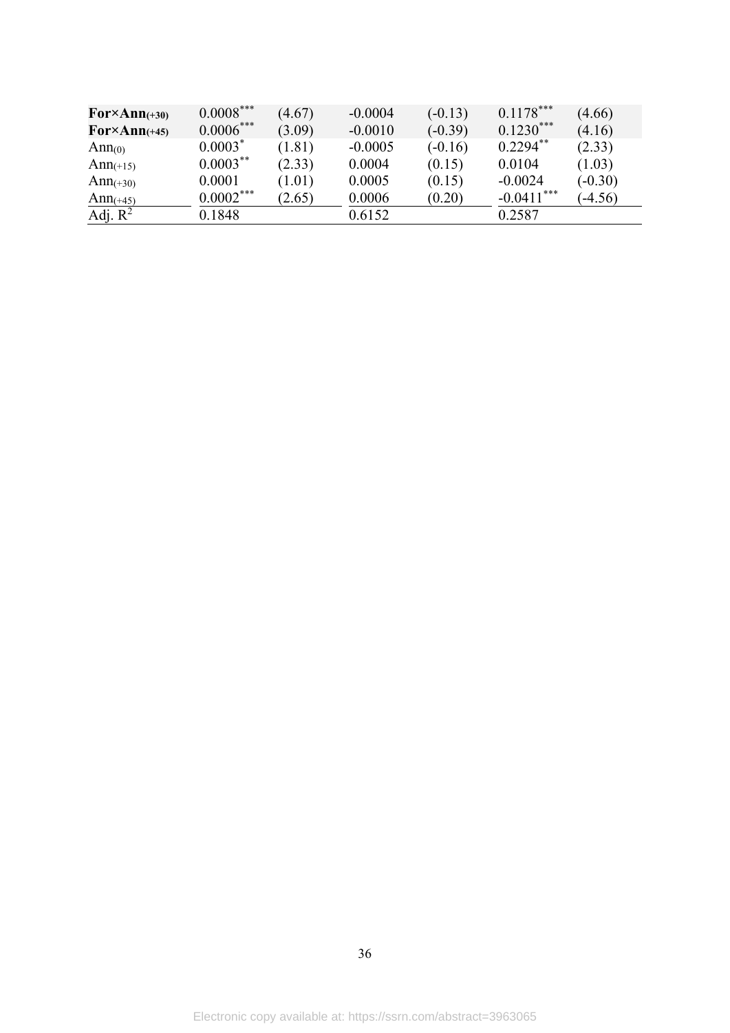| | | | | | | |
|---|---|---|---|---|---|---|
| **For×Ann$_{(+30)}$** | $0.0008^{***}$ | (4.67) | -0.0004 | (-0.13) | $0.1178^{***}$ | (4.66) |
| **For×Ann$_{(+45)}$** | $0.0006^{***}$ | (3.09) | -0.0010 | (-0.39) | $0.1230^{***}$ | (4.16) |
| Ann$_{(0)}$ | $0.0003^{*}$ | (1.81) | -0.0005 | (-0.16) | $0.2294^{**}$ | (2.33) |
| Ann$_{(+15)}$ | $0.0003^{**}$ | (2.33) | 0.0004 | (0.15) | 0.0104 | (1.03) |
| Ann$_{(+30)}$ | 0.0001 | (1.01) | 0.0005 | (0.15) | -0.0024 | (-0.30) |
| Ann$_{(+45)}$ | $0.0002^{***}$ | (2.65) | 0.0006 | (0.20) | $-0.0411^{***}$ | (-4.56) |
| Adj. $R^2$ | 0.1848 | | 0.6152 | | 0.2587 | |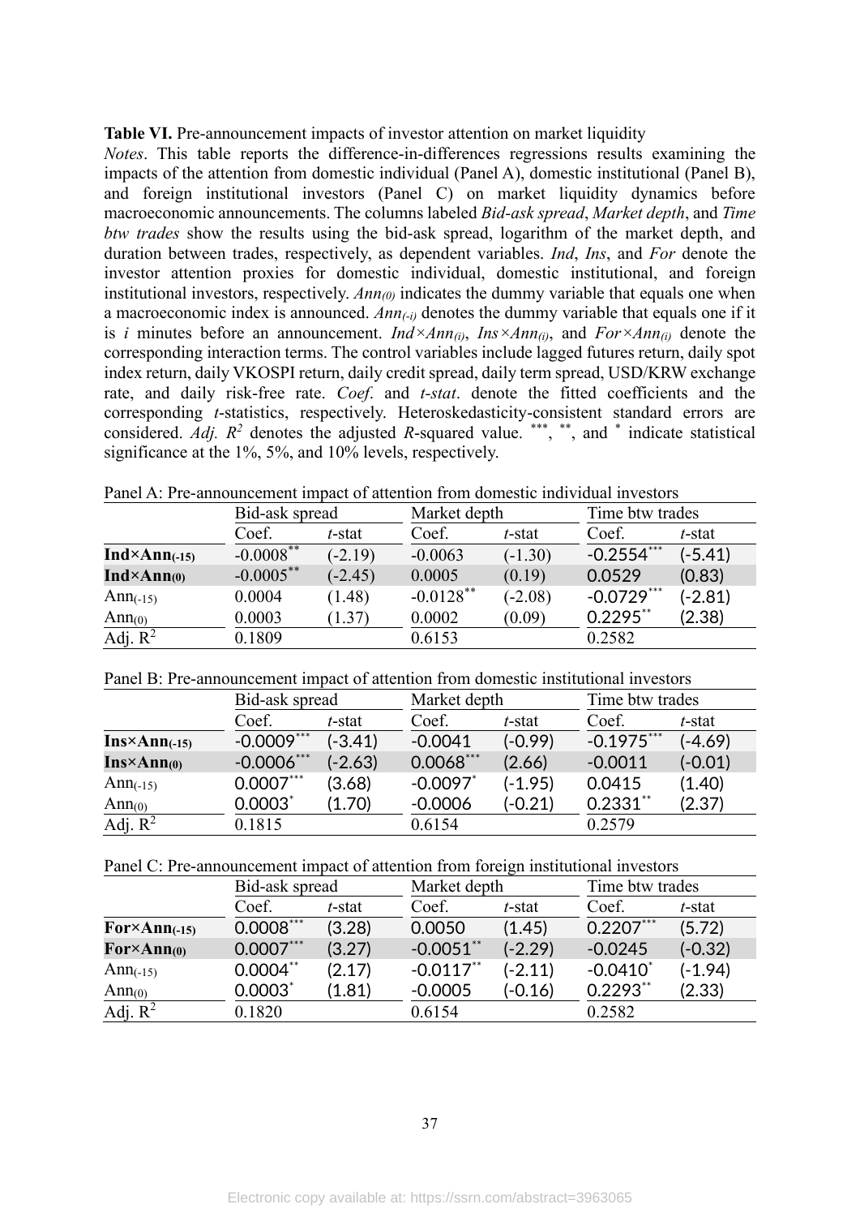**Table VI.** Pre-announcement impacts of investor attention on market liquidity

*Notes*. This table reports the difference-in-differences regressions results examining the impacts of the attention from domestic individual (Panel A), domestic institutional (Panel B), and foreign institutional investors (Panel C) on market liquidity dynamics before macroeconomic announcements. The columns labeled *Bid-ask spread*, *Market depth*, and *Time btw trades* show the results using the bid-ask spread, logarithm of the market depth, and duration between trades, respectively, as dependent variables. *Ind*, *Ins*, and *For* denote the investor attention proxies for domestic individual, domestic institutional, and foreign institutional investors, respectively. $Ann_{(0)}$ indicates the dummy variable that equals one when a macroeconomic index is announced. $Ann_{(-i)}$ denotes the dummy variable that equals one if it is $i$ minutes before an announcement. $Ind \times Ann_{(i)}$, $Ins \times Ann_{(i)}$, and $For \times Ann_{(i)}$ denote the corresponding interaction terms. The control variables include lagged futures return, daily spot index return, daily VKOSPI return, daily credit spread, daily term spread, USD/KRW exchange rate, and daily risk-free rate. *Coef*. and *t-stat*. denote the fitted coefficients and the corresponding *t*-statistics, respectively. Heteroskedasticity-consistent standard errors are considered. *Adj.* $R^2$ denotes the adjusted *R*-squared value. \*\*\*, \*\*, and \* indicate statistical significance at the 1%, 5%, and 10% levels, respectively.

Panel A: Pre-announcement impact of attention from domestic individual investors

| | Bid-ask spread | | Market depth | | Time btw trades | |
|---|---|---|---|---|---|---|
| | Coef. | *t*-stat | Coef. | *t*-stat | Coef. | *t*-stat |
| **$Ind \times Ann_{(-15)}$** | -0.0008\*\* | (-2.19) | -0.0063 | (-1.30) | -0.2554\*\*\* | (-5.41) |
| **$Ind \times Ann_{(0)}$** | -0.0005\*\* | (-2.45) | 0.0005 | (0.19) | 0.0529 | (0.83) |
| $Ann_{(-15)}$ | 0.0004 | (1.48) | -0.0128\*\* | (-2.08) | -0.0729\*\*\* | (-2.81) |
| $Ann_{(0)}$ | 0.0003 | (1.37) | 0.0002 | (0.09) | 0.2295\*\* | (2.38) |
| Adj. $R^2$ | 0.1809 | | 0.6153 | | 0.2582 | |

Panel B: Pre-announcement impact of attention from domestic institutional investors

| | Bid-ask spread | | Market depth | | Time btw trades | |
|---|---|---|---|---|---|---|
| | Coef. | *t*-stat | Coef. | *t*-stat | Coef. | *t*-stat |
| **$Ins \times Ann_{(-15)}$** | -0.0009\*\*\* | (-3.41) | -0.0041 | (-0.99) | -0.1975\*\*\* | (-4.69) |
| **$Ins \times Ann_{(0)}$** | -0.0006\*\*\* | (-2.63) | 0.0068\*\*\* | (2.66) | -0.0011 | (-0.01) |
| $Ann_{(-15)}$ | 0.0007\*\*\* | (3.68) | -0.0097\* | (-1.95) | 0.0415 | (1.40) |
| $Ann_{(0)}$ | 0.0003\* | (1.70) | -0.0006 | (-0.21) | 0.2331\*\* | (2.37) |
| Adj. $R^2$ | 0.1815 | | 0.6154 | | 0.2579 | |

Panel C: Pre-announcement impact of attention from foreign institutional investors

| | Bid-ask spread | | Market depth | | Time btw trades | |
|---|---|---|---|---|---|---|
| | Coef. | *t*-stat | Coef. | *t*-stat | Coef. | *t*-stat |
| **$For \times Ann_{(-15)}$** | 0.0008\*\*\* | (3.28) | 0.0050 | (1.45) | 0.2207\*\*\* | (5.72) |
| **$For \times Ann_{(0)}$** | 0.0007\*\*\* | (3.27) | -0.0051\*\* | (-2.29) | -0.0245 | (-0.32) |
| $Ann_{(-15)}$ | 0.0004\*\* | (2.17) | -0.0117\*\* | (-2.11) | -0.0410\* | (-1.94) |
| $Ann_{(0)}$ | 0.0003\* | (1.81) | -0.0005 | (-0.16) | 0.2293\*\* | (2.33) |
| Adj. $R^2$ | 0.1820 | | 0.6154 | | 0.2582 | |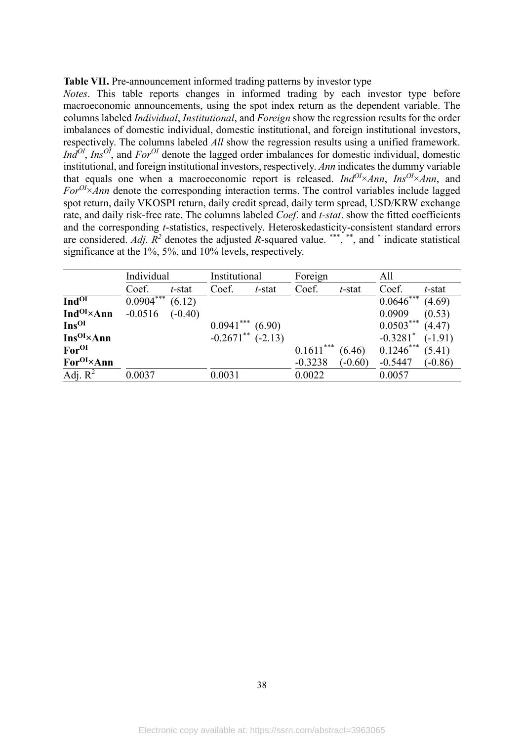**Table VII.** Pre-announcement informed trading patterns by investor type

*Notes*. This table reports changes in informed trading by each investor type before macroeconomic announcements, using the spot index return as the dependent variable. The columns labeled *Individual*, *Institutional*, and *Foreign* show the regression results for the order imbalances of domestic individual, domestic institutional, and foreign institutional investors, respectively. The columns labeled *All* show the regression results using a unified framework. $Ind^{OI}$, $Ins^{OI}$, and $For^{OI}$ denote the lagged order imbalances for domestic individual, domestic institutional, and foreign institutional investors, respectively. *Ann* indicates the dummy variable that equals one when a macroeconomic report is released. $Ind^{OI}\times Ann$, $Ins^{OI}\times Ann$, and $For^{OI}\times Ann$ denote the corresponding interaction terms. The control variables include lagged spot return, daily VKOSPI return, daily credit spread, daily term spread, USD/KRW exchange rate, and daily risk-free rate. The columns labeled *Coef*. and *t-stat*. show the fitted coefficients and the corresponding *t*-statistics, respectively. Heteroskedasticity-consistent standard errors are considered. *Adj.* $R^2$ denotes the adjusted *R*-squared value. ***, **, and * indicate statistical significance at the 1%, 5%, and 10% levels, respectively.

| | Individual | | Institutional | | Foreign | | All | |
|---|---|---|---|---|---|---|---|---|
| | Coef. | *t*-stat | Coef. | *t*-stat | Coef. | *t*-stat | Coef. | *t*-stat |
| $\mathbf{Ind^{OI}}$ | 0.0904*** | (6.12) | | | | | 0.0646*** | (4.69) |
| $\mathbf{Ind^{OI}\times Ann}$ | -0.0516 | (-0.40) | | | | | 0.0909 | (0.53) |
| $\mathbf{Ins^{OI}}$ | | | 0.0941*** | (6.90) | | | 0.0503*** | (4.47) |
| $\mathbf{Ins^{OI}\times Ann}$ | | | -0.2671** | (-2.13) | | | -0.3281* | (-1.91) |
| $\mathbf{For^{OI}}$ | | | | | 0.1611*** | (6.46) | 0.1246*** | (5.41) |
| $\mathbf{For^{OI}\times Ann}$ | | | | | -0.3238 | (-0.60) | -0.5447 | (-0.86) |
| Adj. $R^2$ | 0.0037 | | 0.0031 | | 0.0022 | | 0.0057 | |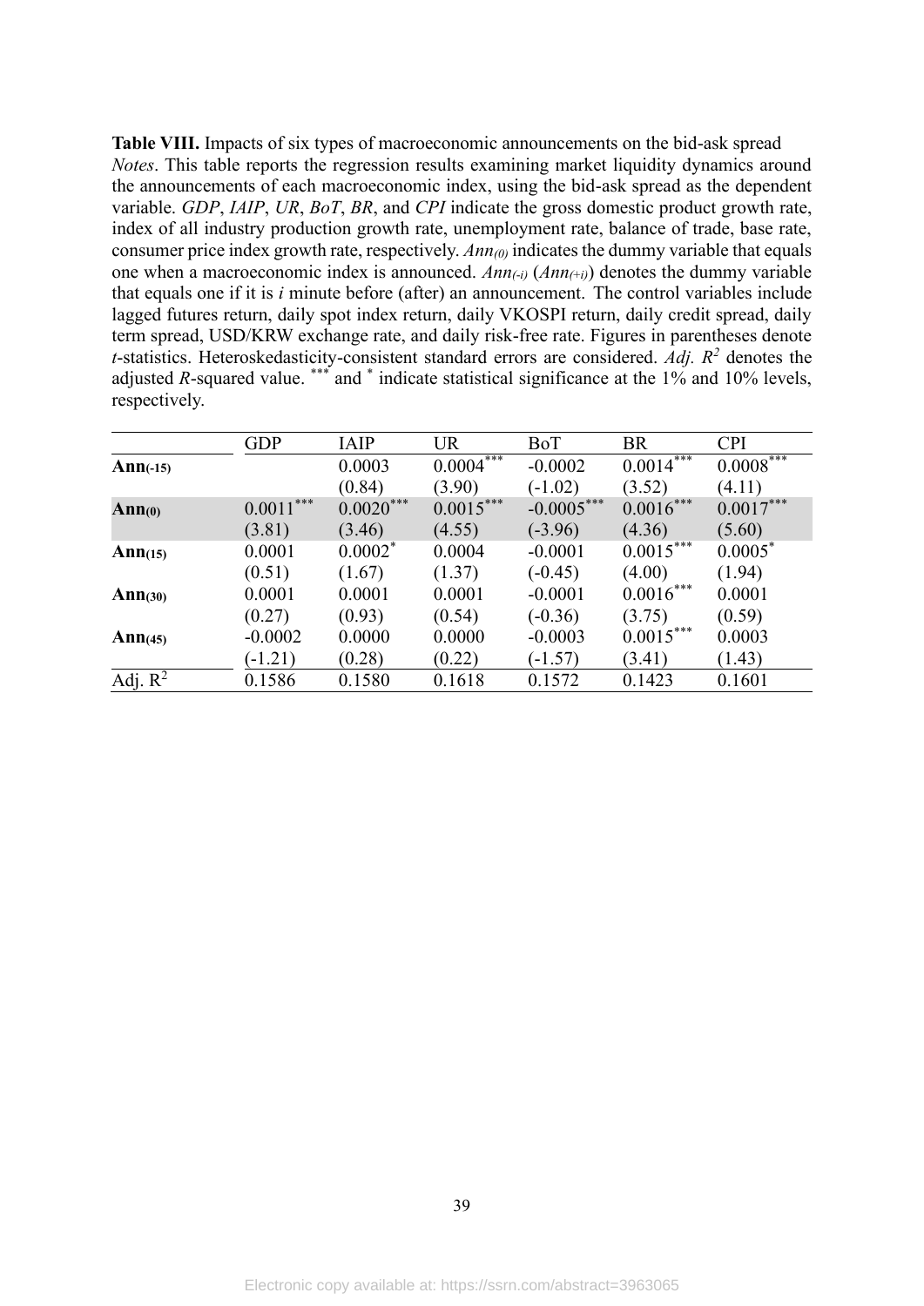**Table VIII.** Impacts of six types of macroeconomic announcements on the bid-ask spread

*Notes*. This table reports the regression results examining market liquidity dynamics around the announcements of each macroeconomic index, using the bid-ask spread as the dependent variable. *GDP*, *IAIP*, *UR*, *BoT*, *BR*, and *CPI* indicate the gross domestic product growth rate, index of all industry production growth rate, unemployment rate, balance of trade, base rate, consumer price index growth rate, respectively. $Ann_{(0)}$ indicates the dummy variable that equals one when a macroeconomic index is announced. $Ann_{(-i)}$ ($Ann_{(+i)}$) denotes the dummy variable that equals one if it is $i$ minute before (after) an announcement. The control variables include lagged futures return, daily spot index return, daily VKOSPI return, daily credit spread, daily term spread, USD/KRW exchange rate, and daily risk-free rate. Figures in parentheses denote $t$-statistics. Heteroskedasticity-consistent standard errors are considered. *Adj.* $R^2$ denotes the adjusted $R$-squared value. *** and * indicate statistical significance at the 1% and 10% levels, respectively.

| | GDP | IAIP | UR | BoT | BR | CPI |
|---|---|---|---|---|---|---|
| **$Ann_{(-15)}$** | | 0.0003 | 0.0004*** | -0.0002 | 0.0014*** | 0.0008*** |
| | | (0.84) | (3.90) | (-1.02) | (3.52) | (4.11) |
| **$Ann_{(0)}$** | 0.0011*** | 0.0020*** | 0.0015*** | -0.0005*** | 0.0016*** | 0.0017*** |
| | (3.81) | (3.46) | (4.55) | (-3.96) | (4.36) | (5.60) |
| **$Ann_{(15)}$** | 0.0001 | 0.0002* | 0.0004 | -0.0001 | 0.0015*** | 0.0005* |
| | (0.51) | (1.67) | (1.37) | (-0.45) | (4.00) | (1.94) |
| **$Ann_{(30)}$** | 0.0001 | 0.0001 | 0.0001 | -0.0001 | 0.0016*** | 0.0001 |
| | (0.27) | (0.93) | (0.54) | (-0.36) | (3.75) | (0.59) |
| **$Ann_{(45)}$** | -0.0002 | 0.0000 | 0.0000 | -0.0003 | 0.0015*** | 0.0003 |
| | (-1.21) | (0.28) | (0.22) | (-1.57) | (3.41) | (1.43) |
| Adj. $R^2$ | 0.1586 | 0.1580 | 0.1618 | 0.1572 | 0.1423 | 0.1601 |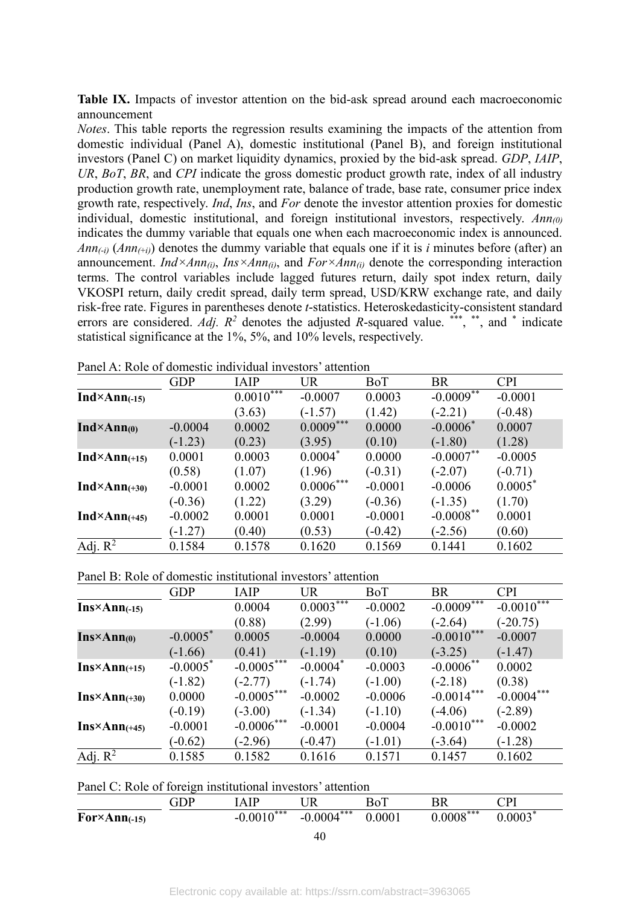**Table IX.** Impacts of investor attention on the bid-ask spread around each macroeconomic announcement

*Notes*. This table reports the regression results examining the impacts of the attention from domestic individual (Panel A), domestic institutional (Panel B), and foreign institutional investors (Panel C) on market liquidity dynamics, proxied by the bid-ask spread. *GDP*, *IAIP*, *UR*, *BoT*, *BR*, and *CPI* indicate the gross domestic product growth rate, index of all industry production growth rate, unemployment rate, balance of trade, base rate, consumer price index growth rate, respectively. *Ind*, *Ins*, and *For* denote the investor attention proxies for domestic individual, domestic institutional, and foreign institutional investors, respectively. $Ann_{(0)}$ indicates the dummy variable that equals one when each macroeconomic index is announced. $Ann_{(-i)}$ ($Ann_{(+i)}$) denotes the dummy variable that equals one if it is *i* minutes before (after) an announcement. $Ind \times Ann_{(i)}$, $Ins \times Ann_{(i)}$, and $For \times Ann_{(i)}$ denote the corresponding interaction terms. The control variables include lagged futures return, daily spot index return, daily VKOSPI return, daily credit spread, daily term spread, USD/KRW exchange rate, and daily risk-free rate. Figures in parentheses denote *t*-statistics. Heteroskedasticity-consistent standard errors are considered. *Adj.* $R^2$ denotes the adjusted *R*-squared value. ***, **, and * indicate statistical significance at the 1%, 5%, and 10% levels, respectively.

Panel A: Role of domestic individual investors' attention

| | GDP | IAIP | UR | BoT | BR | CPI |
|---|---|---|---|---|---|---|
| **Ind×Ann$_{(-15)}$** | | 0.0010*** | -0.0007 | 0.0003 | -0.0009** | -0.0001 |
| | | (3.63) | (-1.57) | (1.42) | (-2.21) | (-0.48) |
| **Ind×Ann$_{(0)}$** | -0.0004 | 0.0002 | 0.0009*** | 0.0000 | -0.0006* | 0.0007 |
| | (-1.23) | (0.23) | (3.95) | (0.10) | (-1.80) | (1.28) |
| **Ind×Ann$_{(+15)}$** | 0.0001 | 0.0003 | 0.0004* | 0.0000 | -0.0007** | -0.0005 |
| | (0.58) | (1.07) | (1.96) | (-0.31) | (-2.07) | (-0.71) |
| **Ind×Ann$_{(+30)}$** | -0.0001 | 0.0002 | 0.0006*** | -0.0001 | -0.0006 | 0.0005* |
| | (-0.36) | (1.22) | (3.29) | (-0.36) | (-1.35) | (1.70) |
| **Ind×Ann$_{(+45)}$** | -0.0002 | 0.0001 | 0.0001 | -0.0001 | -0.0008** | 0.0001 |
| | (-1.27) | (0.40) | (0.53) | (-0.42) | (-2.56) | (0.60) |
| Adj. $R^2$ | 0.1584 | 0.1578 | 0.1620 | 0.1569 | 0.1441 | 0.1602 |

Panel B: Role of domestic institutional investors' attention

| | GDP | IAIP | UR | BoT | BR | CPI |
|---|---|---|---|---|---|---|
| **Ins×Ann$_{(-15)}$** | | 0.0004 | 0.0003*** | -0.0002 | -0.0009*** | -0.0010*** |
| | | (0.88) | (2.99) | (-1.06) | (-2.64) | (-20.75) |
| **Ins×Ann$_{(0)}$** | -0.0005* | 0.0005 | -0.0004 | 0.0000 | -0.0010*** | -0.0007 |
| | (-1.66) | (0.41) | (-1.19) | (0.10) | (-3.25) | (-1.47) |
| **Ins×Ann$_{(+15)}$** | -0.0005* | -0.0005*** | -0.0004* | -0.0003 | -0.0006** | 0.0002 |
| | (-1.82) | (-2.77) | (-1.74) | (-1.00) | (-2.18) | (0.38) |
| **Ins×Ann$_{(+30)}$** | 0.0000 | -0.0005*** | -0.0002 | -0.0006 | -0.0014*** | -0.0004*** |
| | (-0.19) | (-3.00) | (-1.34) | (-1.10) | (-4.06) | (-2.89) |
| **Ins×Ann$_{(+45)}$** | -0.0001 | -0.0006*** | -0.0001 | -0.0004 | -0.0010*** | -0.0002 |
| | (-0.62) | (-2.96) | (-0.47) | (-1.01) | (-3.64) | (-1.28) |
| Adj. $R^2$ | 0.1585 | 0.1582 | 0.1616 | 0.1571 | 0.1457 | 0.1602 |

Panel C: Role of foreign institutional investors' attention

| | GDP | IAIP | UR | BoT | BR | CPI |
|---|---|---|---|---|---|---|
| **For×Ann$_{(-15)}$** | | -0.0010*** | -0.0004*** | 0.0001 | 0.0008*** | 0.0003* |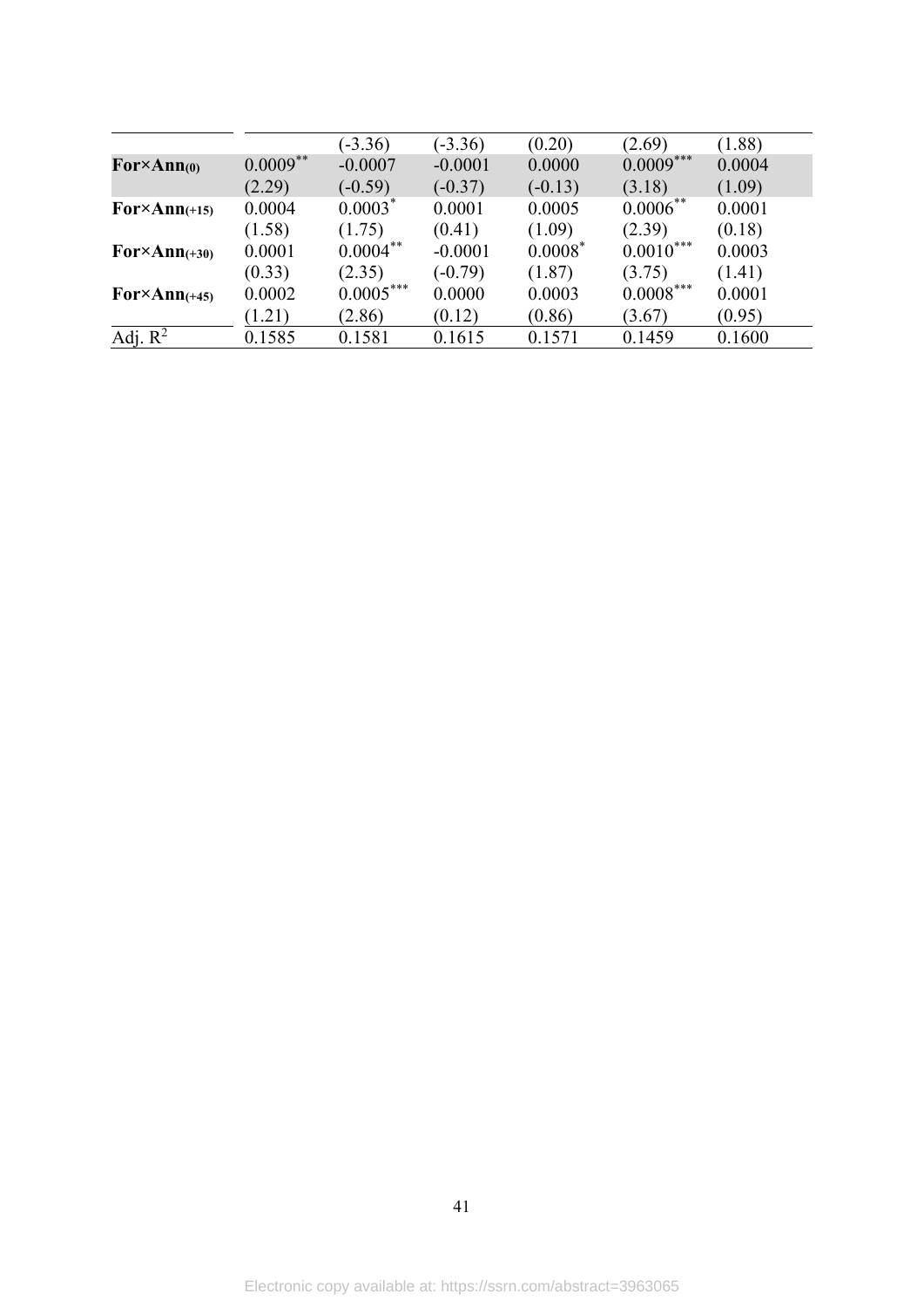| | | | | | | |
|---|---|---|---|---|---|---|
| | | (-3.36) | (-3.36) | (0.20) | (2.69) | (1.88) |
| **For×Ann$_{(0)}$** | 0.0009$^{**}$ | -0.0007 | -0.0001 | 0.0000 | 0.0009$^{***}$ | 0.0004 |
| | (2.29) | (-0.59) | (-0.37) | (-0.13) | (3.18) | (1.09) |
| **For×Ann$_{(+15)}$** | 0.0004 | 0.0003$^{*}$ | 0.0001 | 0.0005 | 0.0006$^{**}$ | 0.0001 |
| | (1.58) | (1.75) | (0.41) | (1.09) | (2.39) | (0.18) |
| **For×Ann$_{(+30)}$** | 0.0001 | 0.0004$^{**}$ | -0.0001 | 0.0008$^{*}$ | 0.0010$^{***}$ | 0.0003 |
| | (0.33) | (2.35) | (-0.79) | (1.87) | (3.75) | (1.41) |
| **For×Ann$_{(+45)}$** | 0.0002 | 0.0005$^{***}$ | 0.0000 | 0.0003 | 0.0008$^{***}$ | 0.0001 |
| | (1.21) | (2.86) | (0.12) | (0.86) | (3.67) | (0.95) |
| Adj. $R^2$ | 0.1585 | 0.1581 | 0.1615 | 0.1571 | 0.1459 | 0.1600 |